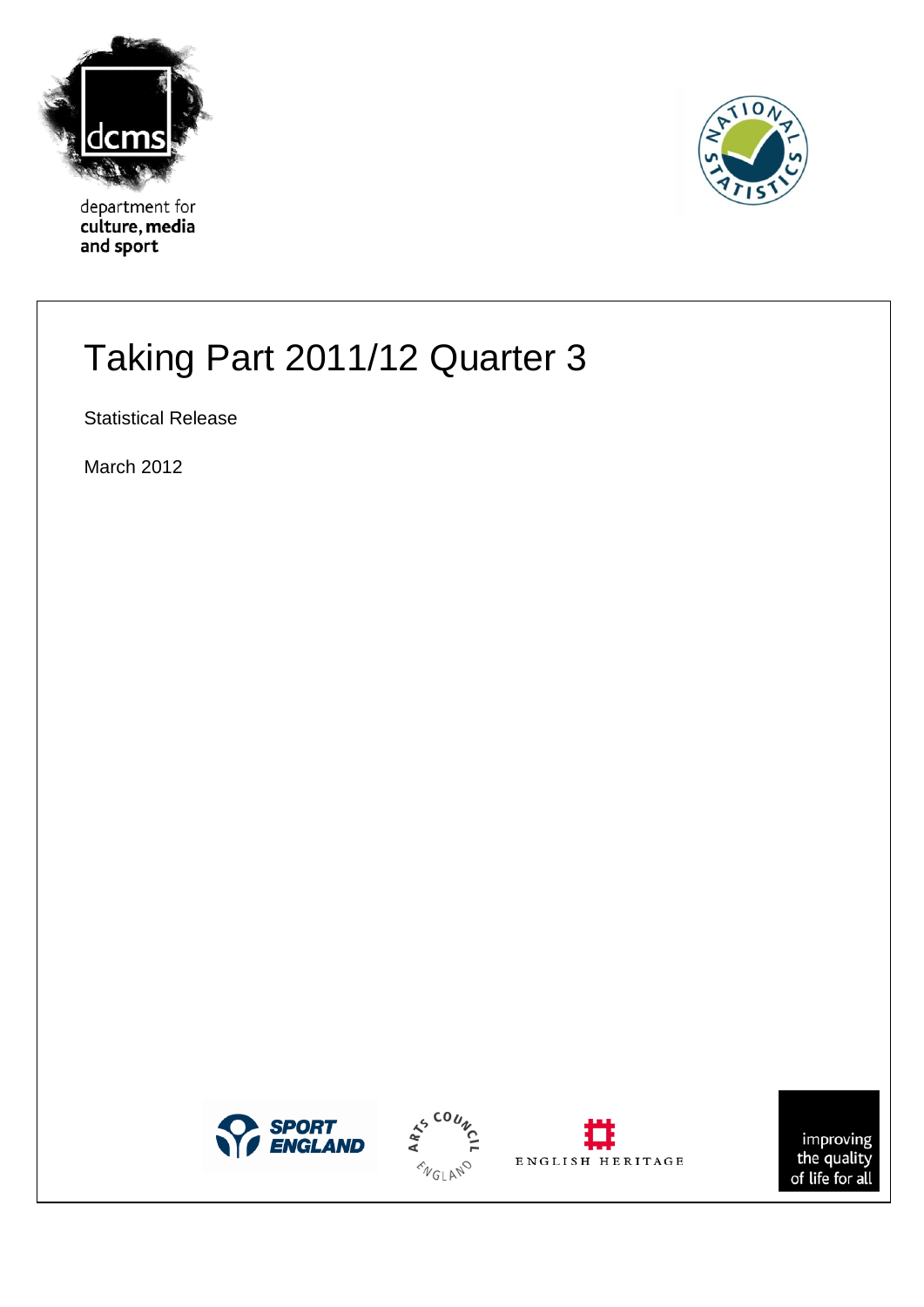department for
**culture, media**
**and sport**

# Taking Part 2011/12 Quarter 3

Statistical Release

March 2012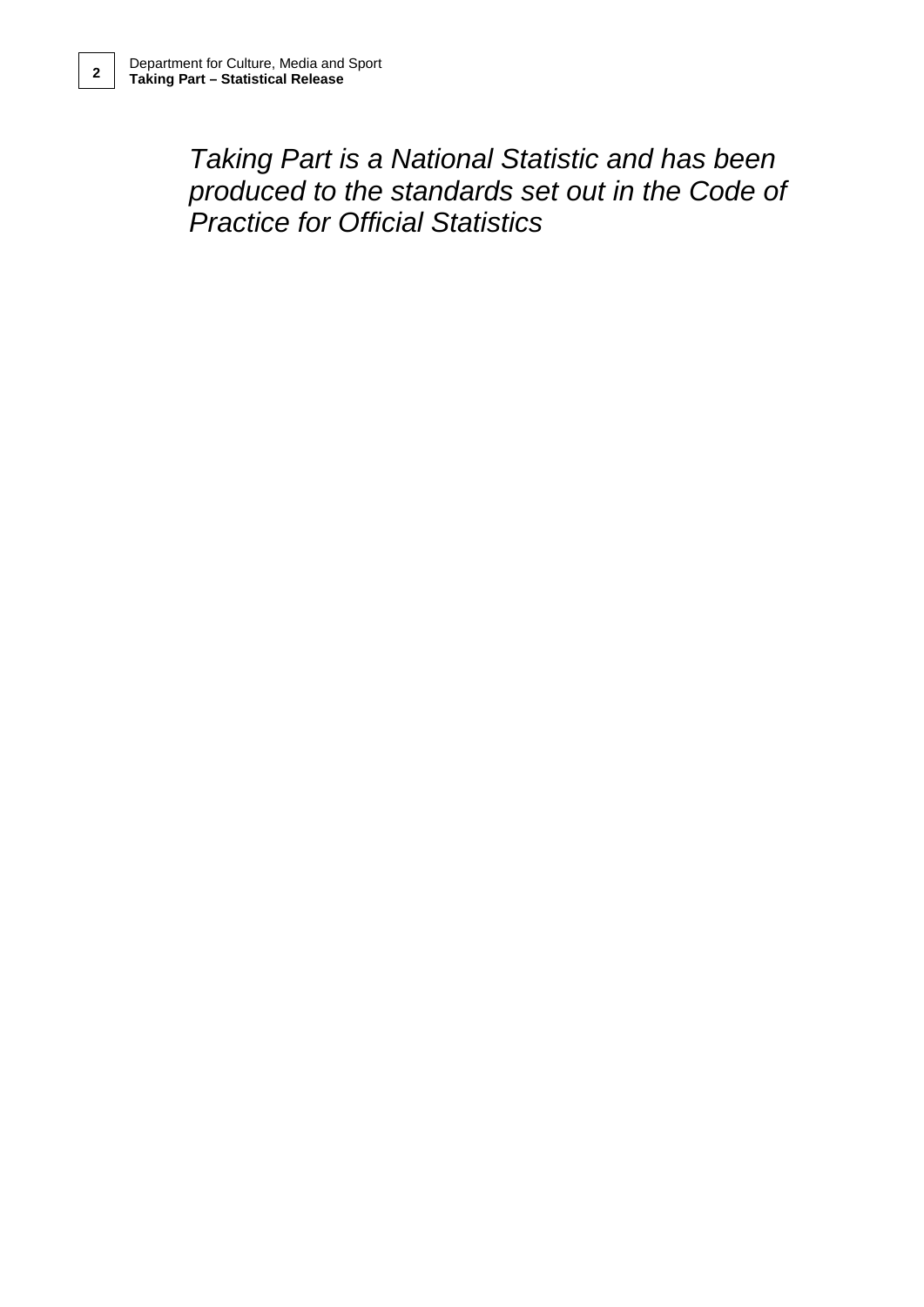*Taking Part is a National Statistic and has been produced to the standards set out in the Code of Practice for Official Statistics*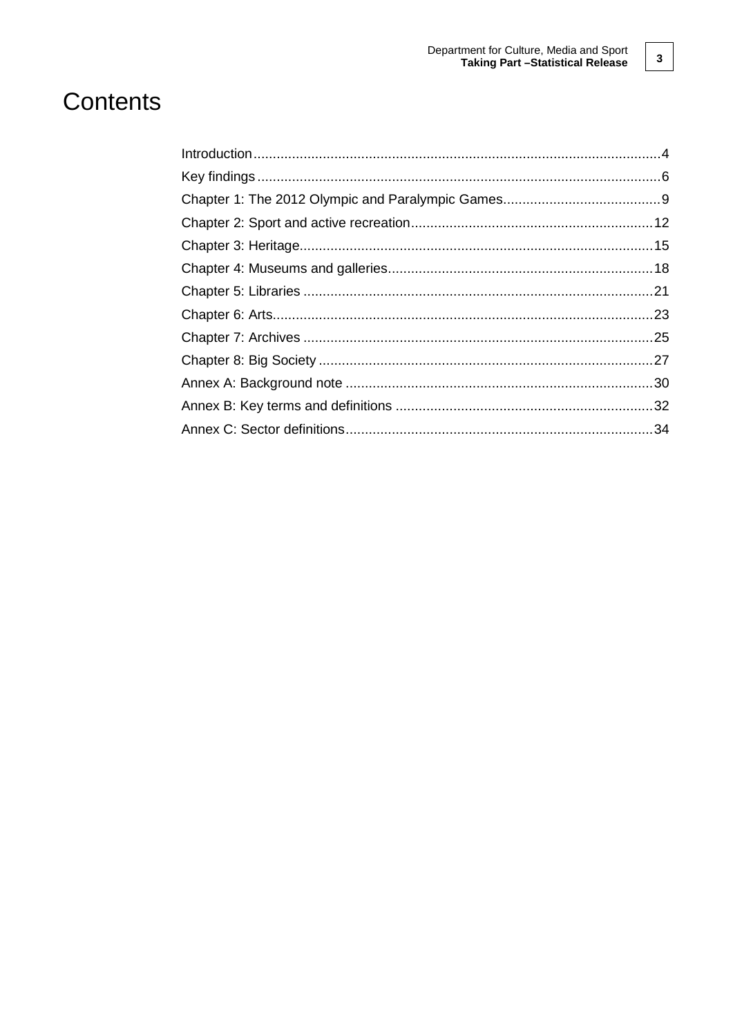# Contents

- Introduction ... 4
- Key findings ... 6
- Chapter 1: The 2012 Olympic and Paralympic Games ... 9
- Chapter 2: Sport and active recreation ... 12
- Chapter 3: Heritage ... 15
- Chapter 4: Museums and galleries ... 18
- Chapter 5: Libraries ... 21
- Chapter 6: Arts ... 23
- Chapter 7: Archives ... 25
- Chapter 8: Big Society ... 27
- Annex A: Background note ... 30
- Annex B: Key terms and definitions ... 32
- Annex C: Sector definitions ... 34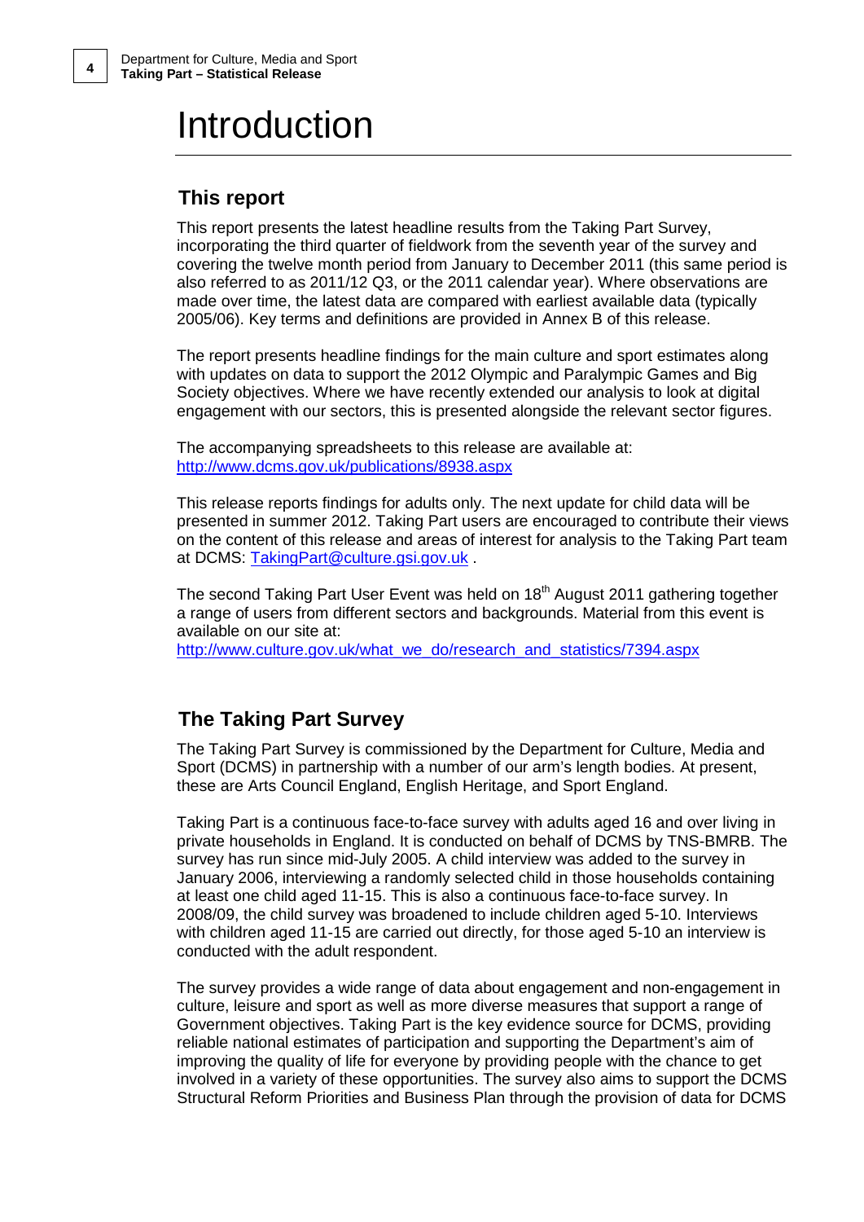# Introduction

## This report

This report presents the latest headline results from the Taking Part Survey, incorporating the third quarter of fieldwork from the seventh year of the survey and covering the twelve month period from January to December 2011 (this same period is also referred to as 2011/12 Q3, or the 2011 calendar year). Where observations are made over time, the latest data are compared with earliest available data (typically 2005/06). Key terms and definitions are provided in Annex B of this release.

The report presents headline findings for the main culture and sport estimates along with updates on data to support the 2012 Olympic and Paralympic Games and Big Society objectives. Where we have recently extended our analysis to look at digital engagement with our sectors, this is presented alongside the relevant sector figures.

The accompanying spreadsheets to this release are available at:
http://www.dcms.gov.uk/publications/8938.aspx

This release reports findings for adults only. The next update for child data will be presented in summer 2012. Taking Part users are encouraged to contribute their views on the content of this release and areas of interest for analysis to the Taking Part team at DCMS: TakingPart@culture.gsi.gov.uk .

The second Taking Part User Event was held on 18th August 2011 gathering together a range of users from different sectors and backgrounds. Material from this event is available on our site at:
http://www.culture.gov.uk/what_we_do/research_and_statistics/7394.aspx

## The Taking Part Survey

The Taking Part Survey is commissioned by the Department for Culture, Media and Sport (DCMS) in partnership with a number of our arm's length bodies. At present, these are Arts Council England, English Heritage, and Sport England.

Taking Part is a continuous face-to-face survey with adults aged 16 and over living in private households in England. It is conducted on behalf of DCMS by TNS-BMRB. The survey has run since mid-July 2005. A child interview was added to the survey in January 2006, interviewing a randomly selected child in those households containing at least one child aged 11-15. This is also a continuous face-to-face survey. In 2008/09, the child survey was broadened to include children aged 5-10. Interviews with children aged 11-15 are carried out directly, for those aged 5-10 an interview is conducted with the adult respondent.

The survey provides a wide range of data about engagement and non-engagement in culture, leisure and sport as well as more diverse measures that support a range of Government objectives. Taking Part is the key evidence source for DCMS, providing reliable national estimates of participation and supporting the Department's aim of improving the quality of life for everyone by providing people with the chance to get involved in a variety of these opportunities. The survey also aims to support the DCMS Structural Reform Priorities and Business Plan through the provision of data for DCMS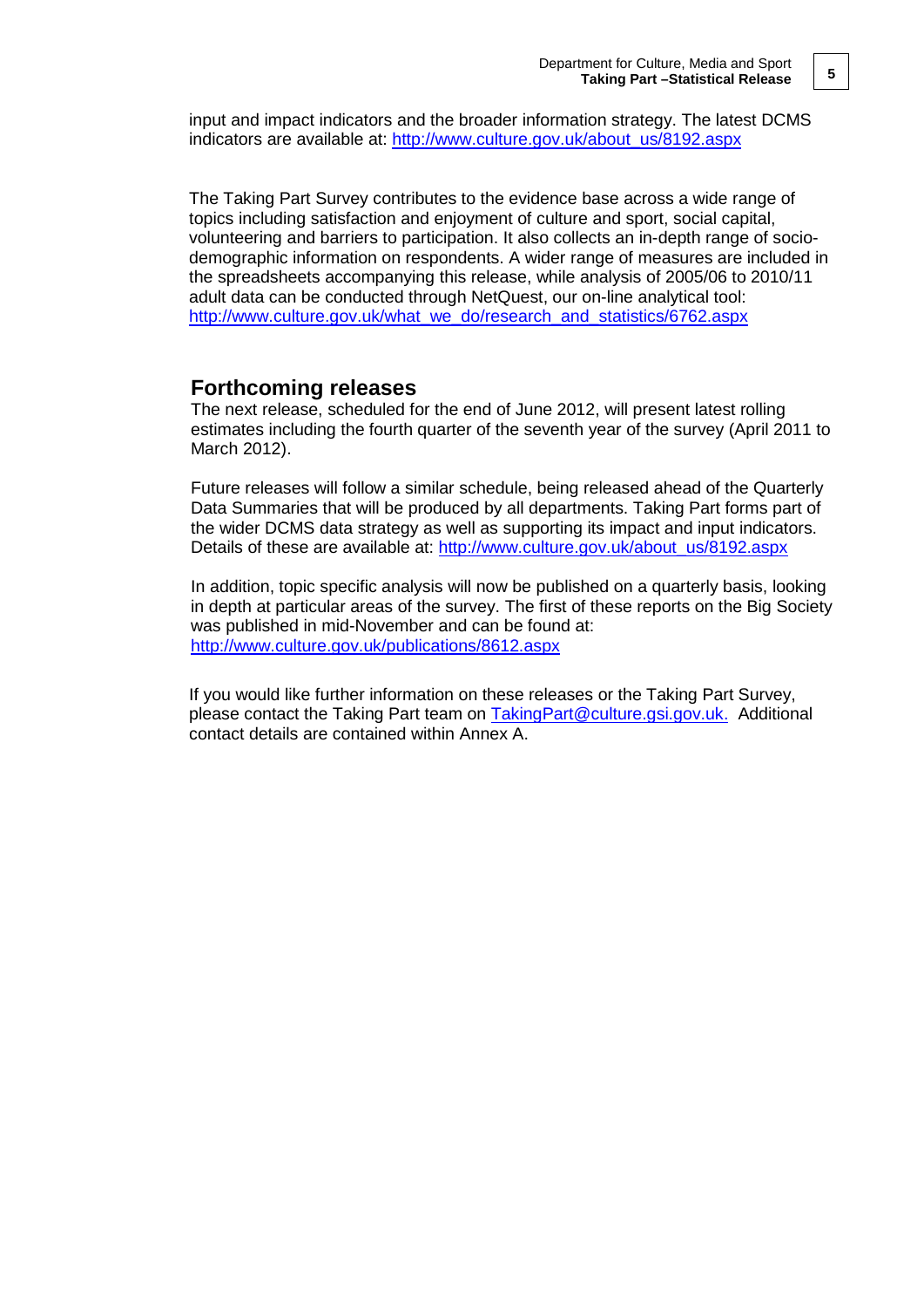input and impact indicators and the broader information strategy. The latest DCMS indicators are available at: http://www.culture.gov.uk/about_us/8192.aspx

The Taking Part Survey contributes to the evidence base across a wide range of topics including satisfaction and enjoyment of culture and sport, social capital, volunteering and barriers to participation. It also collects an in-depth range of socio-demographic information on respondents. A wider range of measures are included in the spreadsheets accompanying this release, while analysis of 2005/06 to 2010/11 adult data can be conducted through NetQuest, our on-line analytical tool: http://www.culture.gov.uk/what_we_do/research_and_statistics/6762.aspx

## Forthcoming releases

The next release, scheduled for the end of June 2012, will present latest rolling estimates including the fourth quarter of the seventh year of the survey (April 2011 to March 2012).

Future releases will follow a similar schedule, being released ahead of the Quarterly Data Summaries that will be produced by all departments. Taking Part forms part of the wider DCMS data strategy as well as supporting its impact and input indicators. Details of these are available at: http://www.culture.gov.uk/about_us/8192.aspx

In addition, topic specific analysis will now be published on a quarterly basis, looking in depth at particular areas of the survey. The first of these reports on the Big Society was published in mid-November and can be found at: http://www.culture.gov.uk/publications/8612.aspx

If you would like further information on these releases or the Taking Part Survey, please contact the Taking Part team on TakingPart@culture.gsi.gov.uk. Additional contact details are contained within Annex A.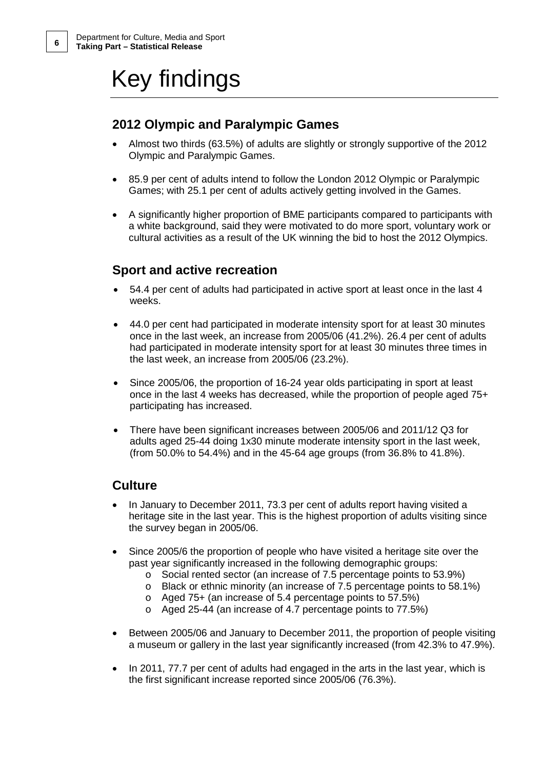# Key findings

## 2012 Olympic and Paralympic Games

- Almost two thirds (63.5%) of adults are slightly or strongly supportive of the 2012 Olympic and Paralympic Games.
- 85.9 per cent of adults intend to follow the London 2012 Olympic or Paralympic Games; with 25.1 per cent of adults actively getting involved in the Games.
- A significantly higher proportion of BME participants compared to participants with a white background, said they were motivated to do more sport, voluntary work or cultural activities as a result of the UK winning the bid to host the 2012 Olympics.

## Sport and active recreation

- 54.4 per cent of adults had participated in active sport at least once in the last 4 weeks.
- 44.0 per cent had participated in moderate intensity sport for at least 30 minutes once in the last week, an increase from 2005/06 (41.2%). 26.4 per cent of adults had participated in moderate intensity sport for at least 30 minutes three times in the last week, an increase from 2005/06 (23.2%).
- Since 2005/06, the proportion of 16-24 year olds participating in sport at least once in the last 4 weeks has decreased, while the proportion of people aged 75+ participating has increased.
- There have been significant increases between 2005/06 and 2011/12 Q3 for adults aged 25-44 doing 1x30 minute moderate intensity sport in the last week, (from 50.0% to 54.4%) and in the 45-64 age groups (from 36.8% to 41.8%).

## Culture

- In January to December 2011, 73.3 per cent of adults report having visited a heritage site in the last year. This is the highest proportion of adults visiting since the survey began in 2005/06.
- Since 2005/6 the proportion of people who have visited a heritage site over the past year significantly increased in the following demographic groups:
  - Social rented sector (an increase of 7.5 percentage points to 53.9%)
  - Black or ethnic minority (an increase of 7.5 percentage points to 58.1%)
  - Aged 75+ (an increase of 5.4 percentage points to 57.5%)
  - Aged 25-44 (an increase of 4.7 percentage points to 77.5%)
- Between 2005/06 and January to December 2011, the proportion of people visiting a museum or gallery in the last year significantly increased (from 42.3% to 47.9%).
- In 2011, 77.7 per cent of adults had engaged in the arts in the last year, which is the first significant increase reported since 2005/06 (76.3%).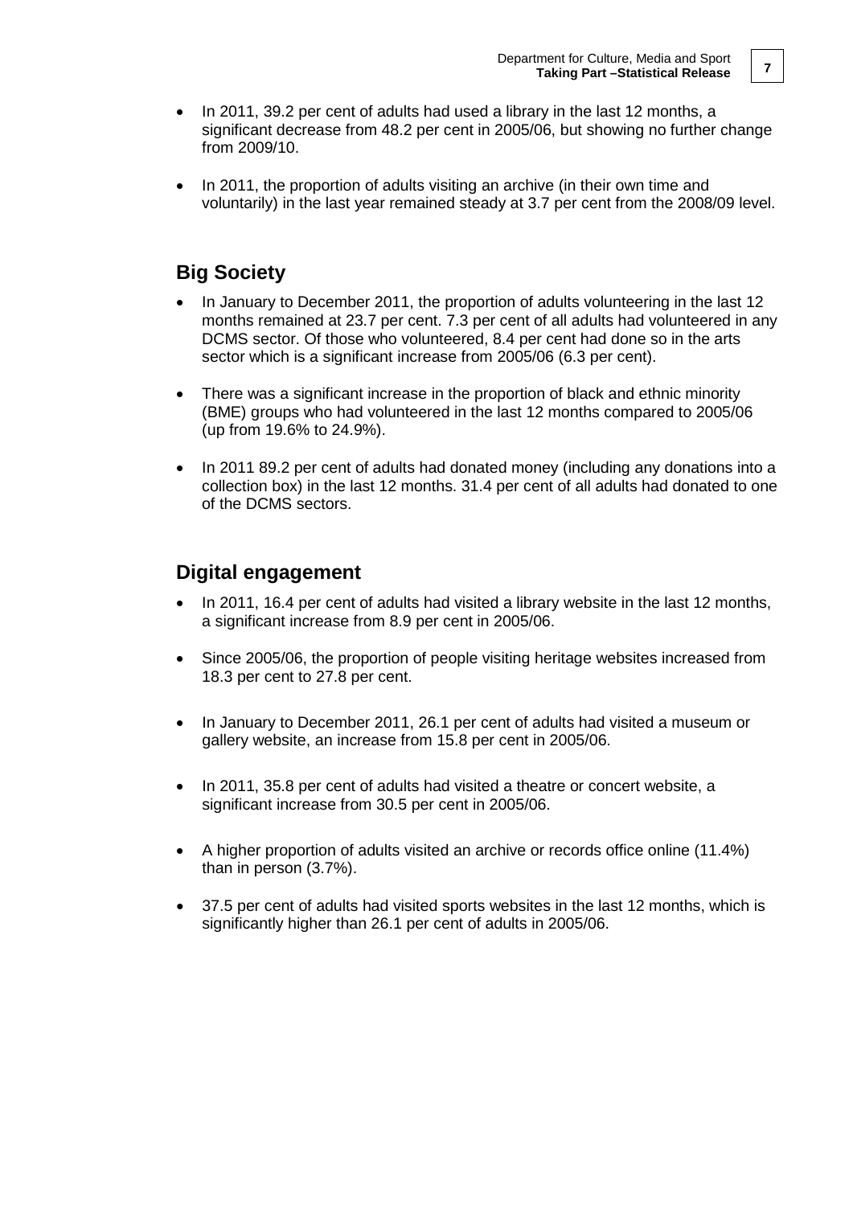- In 2011, 39.2 per cent of adults had used a library in the last 12 months, a significant decrease from 48.2 per cent in 2005/06, but showing no further change from 2009/10.

- In 2011, the proportion of adults visiting an archive (in their own time and voluntarily) in the last year remained steady at 3.7 per cent from the 2008/09 level.

## Big Society

- In January to December 2011, the proportion of adults volunteering in the last 12 months remained at 23.7 per cent. 7.3 per cent of all adults had volunteered in any DCMS sector. Of those who volunteered, 8.4 per cent had done so in the arts sector which is a significant increase from 2005/06 (6.3 per cent).

- There was a significant increase in the proportion of black and ethnic minority (BME) groups who had volunteered in the last 12 months compared to 2005/06 (up from 19.6% to 24.9%).

- In 2011 89.2 per cent of adults had donated money (including any donations into a collection box) in the last 12 months. 31.4 per cent of all adults had donated to one of the DCMS sectors.

## Digital engagement

- In 2011, 16.4 per cent of adults had visited a library website in the last 12 months, a significant increase from 8.9 per cent in 2005/06.

- Since 2005/06, the proportion of people visiting heritage websites increased from 18.3 per cent to 27.8 per cent.

- In January to December 2011, 26.1 per cent of adults had visited a museum or gallery website, an increase from 15.8 per cent in 2005/06.

- In 2011, 35.8 per cent of adults had visited a theatre or concert website, a significant increase from 30.5 per cent in 2005/06.

- A higher proportion of adults visited an archive or records office online (11.4%) than in person (3.7%).

- 37.5 per cent of adults had visited sports websites in the last 12 months, which is significantly higher than 26.1 per cent of adults in 2005/06.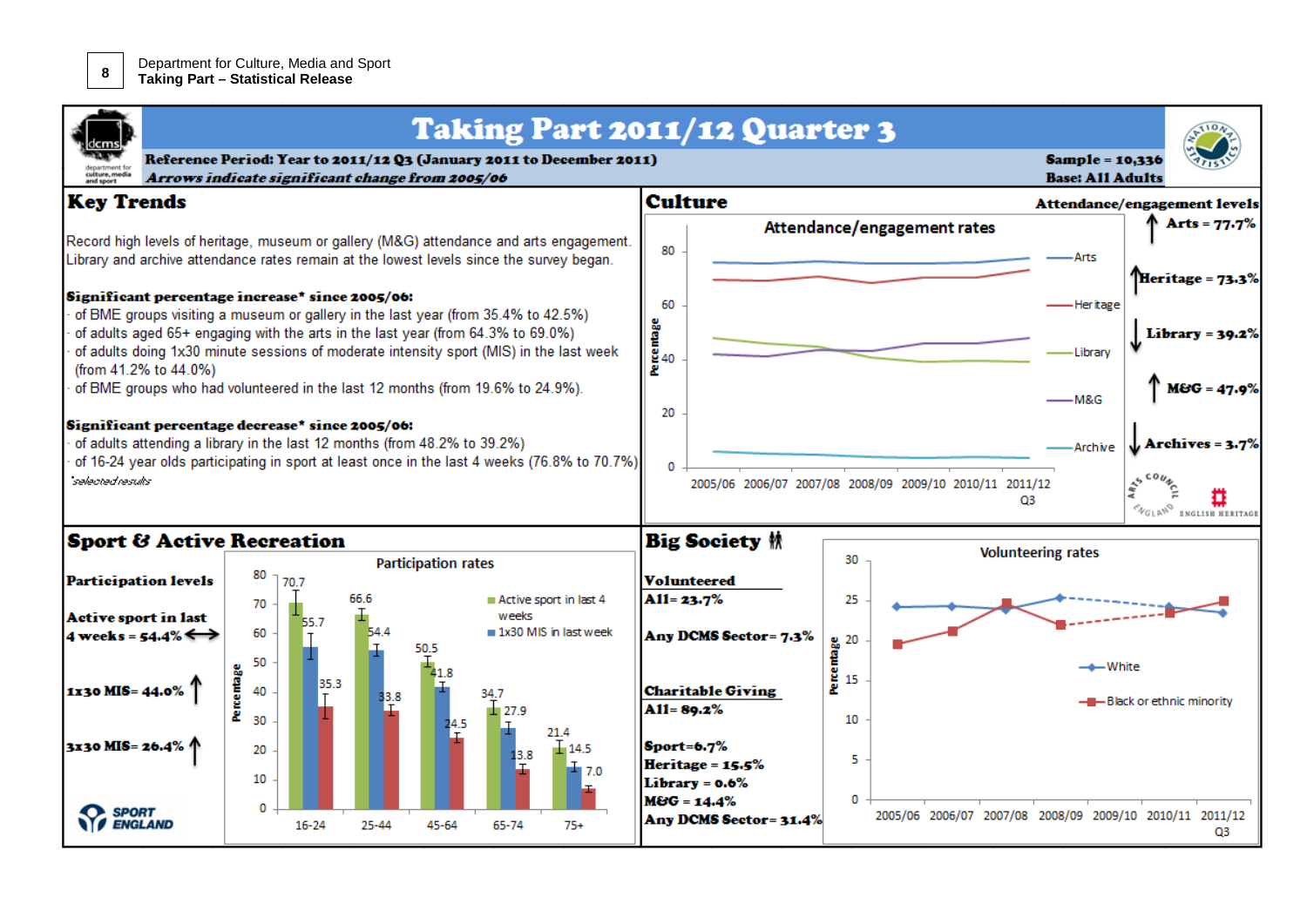# Taking Part 2011/12 Quarter 3

**Reference Period: Year to 2011/12 Q3 (January 2011 to December 2011)**

***Arrows indicate significant change from 2005/06***

**Sample = 10,336**
**Base: All Adults**

## Key Trends

Record high levels of heritage, museum or gallery (M&G) attendance and arts engagement. Library and archive attendance rates remain at the lowest levels since the survey began.

**Significant percentage increase* since 2005/06:**

- of BME groups visiting a museum or gallery in the last year (from 35.4% to 42.5%)
- of adults aged 65+ engaging with the arts in the last year (from 64.3% to 69.0%)
- of adults doing 1x30 minute sessions of moderate intensity sport (MIS) in the last week (from 41.2% to 44.0%)
- of BME groups who had volunteered in the last 12 months (from 19.6% to 24.9%).

**Significant percentage decrease* since 2005/06:**

- of adults attending a library in the last 12 months (from 48.2% to 39.2%)
- of 16-24 year olds participating in sport at least once in the last 4 weeks (76.8% to 70.7%)

*selected results

## Culture

**Attendance/engagement levels**

- ↑ **Arts = 77.7%**
- ↑ **Heritage = 73.3%**
- ↓ **Library = 39.2%**
- ↑ **M&G = 47.9%**
- ↓ **Archives = 3.7%**

## Sport & Active Recreation

**Participation levels**

- **Active sport in last 4 weeks = 54.4%** ↔
- **1x30 MIS = 44.0%** ↑
- **3x30 MIS = 26.4%** ↑

Participation rates

| Age | Active sport in last 4 weeks | 1x30 MIS in last week | |
|---|---|---|---|
| 16-24 | 70.7 | 55.7 | 35.3 |
| 25-44 | 66.6 | 54.4 | 33.8 |
| 45-64 | 50.5 | 41.8 | 24.5 |
| 65-74 | 34.7 | 27.9 | 13.8 |
| 75+ | 21.4 | 14.5 | 7.0 |

## Big Society

**Volunteered**
**All = 23.7%**

**Any DCMS Sector = 7.3%**

**Charitable Giving**
**All = 89.2%**

**Sport = 6.7%**
**Heritage = 15.5%**
**Library = 0.6%**
**M&G = 14.4%**
**Any DCMS Sector = 31.4%**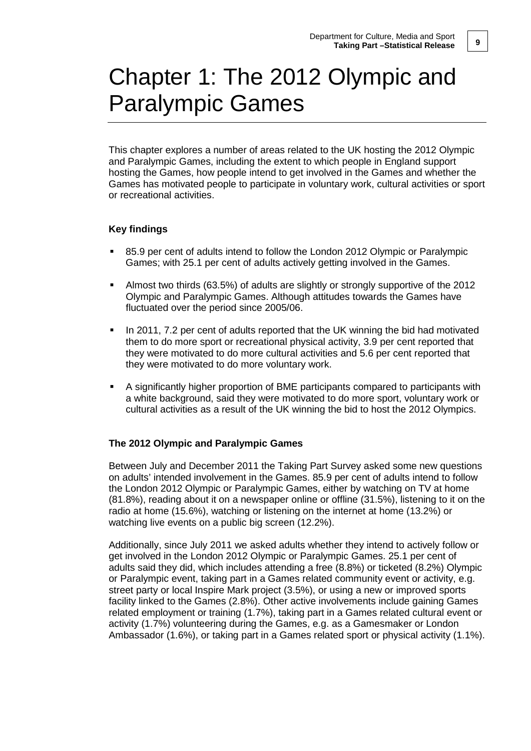# Chapter 1: The 2012 Olympic and Paralympic Games

This chapter explores a number of areas related to the UK hosting the 2012 Olympic and Paralympic Games, including the extent to which people in England support hosting the Games, how people intend to get involved in the Games and whether the Games has motivated people to participate in voluntary work, cultural activities or sport or recreational activities.

### Key findings

- 85.9 per cent of adults intend to follow the London 2012 Olympic or Paralympic Games; with 25.1 per cent of adults actively getting involved in the Games.
- Almost two thirds (63.5%) of adults are slightly or strongly supportive of the 2012 Olympic and Paralympic Games. Although attitudes towards the Games have fluctuated over the period since 2005/06.
- In 2011, 7.2 per cent of adults reported that the UK winning the bid had motivated them to do more sport or recreational physical activity, 3.9 per cent reported that they were motivated to do more cultural activities and 5.6 per cent reported that they were motivated to do more voluntary work.
- A significantly higher proportion of BME participants compared to participants with a white background, said they were motivated to do more sport, voluntary work or cultural activities as a result of the UK winning the bid to host the 2012 Olympics.

### The 2012 Olympic and Paralympic Games

Between July and December 2011 the Taking Part Survey asked some new questions on adults' intended involvement in the Games. 85.9 per cent of adults intend to follow the London 2012 Olympic or Paralympic Games, either by watching on TV at home (81.8%), reading about it on a newspaper online or offline (31.5%), listening to it on the radio at home (15.6%), watching or listening on the internet at home (13.2%) or watching live events on a public big screen (12.2%).

Additionally, since July 2011 we asked adults whether they intend to actively follow or get involved in the London 2012 Olympic or Paralympic Games. 25.1 per cent of adults said they did, which includes attending a free (8.8%) or ticketed (8.2%) Olympic or Paralympic event, taking part in a Games related community event or activity, e.g. street party or local Inspire Mark project (3.5%), or using a new or improved sports facility linked to the Games (2.8%). Other active involvements include gaining Games related employment or training (1.7%), taking part in a Games related cultural event or activity (1.7%) volunteering during the Games, e.g. as a Gamesmaker or London Ambassador (1.6%), or taking part in a Games related sport or physical activity (1.1%).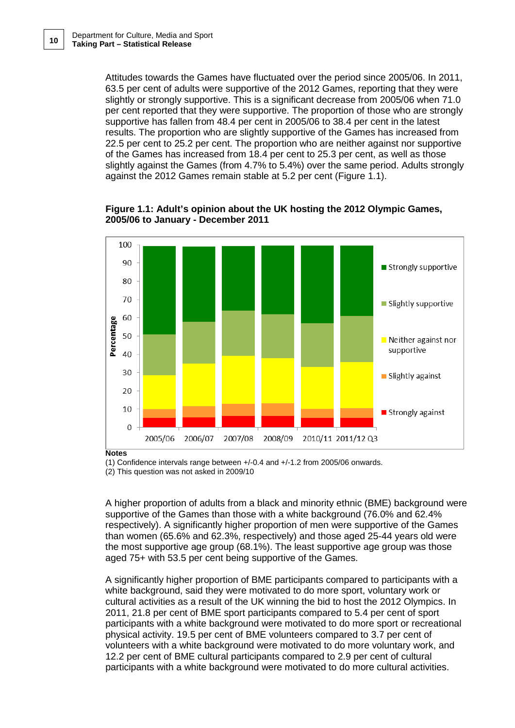Attitudes towards the Games have fluctuated over the period since 2005/06. In 2011, 63.5 per cent of adults were supportive of the 2012 Games, reporting that they were slightly or strongly supportive. This is a significant decrease from 2005/06 when 71.0 per cent reported that they were supportive. The proportion of those who are strongly supportive has fallen from 48.4 per cent in 2005/06 to 38.4 per cent in the latest results. The proportion who are slightly supportive of the Games has increased from 22.5 per cent to 25.2 per cent. The proportion who are neither against nor supportive of the Games has increased from 18.4 per cent to 25.3 per cent, as well as those slightly against the Games (from 4.7% to 5.4%) over the same period. Adults strongly against the 2012 Games remain stable at 5.2 per cent (Figure 1.1).

**Figure 1.1: Adult's opinion about the UK hosting the 2012 Olympic Games, 2005/06 to January - December 2011**

**Notes**

(1) Confidence intervals range between +/-0.4 and +/-1.2 from 2005/06 onwards.

(2) This question was not asked in 2009/10

A higher proportion of adults from a black and minority ethnic (BME) background were supportive of the Games than those with a white background (76.0% and 62.4% respectively). A significantly higher proportion of men were supportive of the Games than women (65.6% and 62.3%, respectively) and those aged 25-44 years old were the most supportive age group (68.1%). The least supportive age group was those aged 75+ with 53.5 per cent being supportive of the Games.

A significantly higher proportion of BME participants compared to participants with a white background, said they were motivated to do more sport, voluntary work or cultural activities as a result of the UK winning the bid to host the 2012 Olympics. In 2011, 21.8 per cent of BME sport participants compared to 5.4 per cent of sport participants with a white background were motivated to do more sport or recreational physical activity. 19.5 per cent of BME volunteers compared to 3.7 per cent of volunteers with a white background were motivated to do more voluntary work, and 12.2 per cent of BME cultural participants compared to 2.9 per cent of cultural participants with a white background were motivated to do more cultural activities.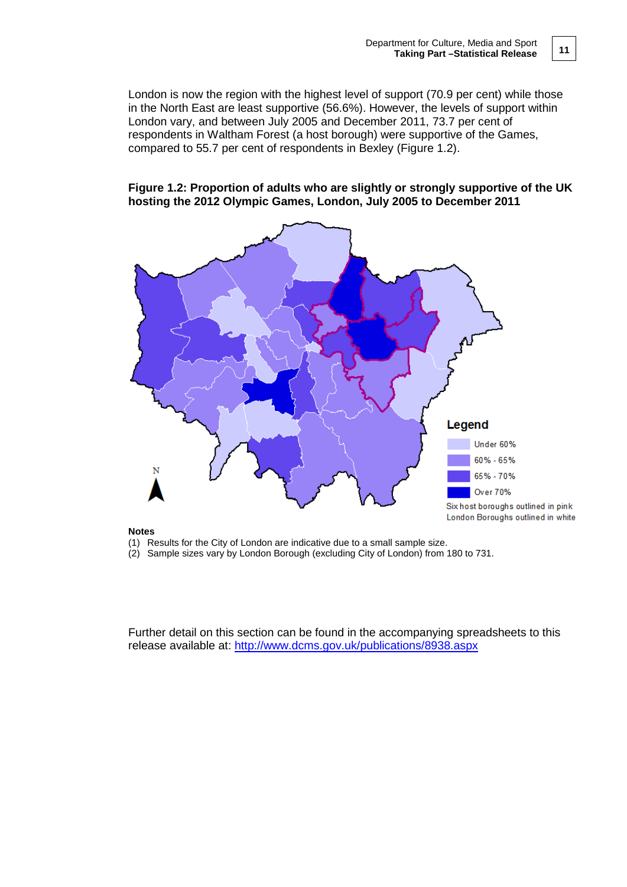London is now the region with the highest level of support (70.9 per cent) while those in the North East are least supportive (56.6%). However, the levels of support within London vary, and between July 2005 and December 2011, 73.7 per cent of respondents in Waltham Forest (a host borough) were supportive of the Games, compared to 55.7 per cent of respondents in Bexley (Figure 1.2).

**Figure 1.2: Proportion of adults who are slightly or strongly supportive of the UK hosting the 2012 Olympic Games, London, July 2005 to December 2011**

Legend

- Under 60%
- 60% - 65%
- 65% - 70%
- Over 70%

Six host boroughs outlined in pink
London Boroughs outlined in white

**Notes**

(1) Results for the City of London are indicative due to a small sample size.
(2) Sample sizes vary by London Borough (excluding City of London) from 180 to 731.

Further detail on this section can be found in the accompanying spreadsheets to this release available at: http://www.dcms.gov.uk/publications/8938.aspx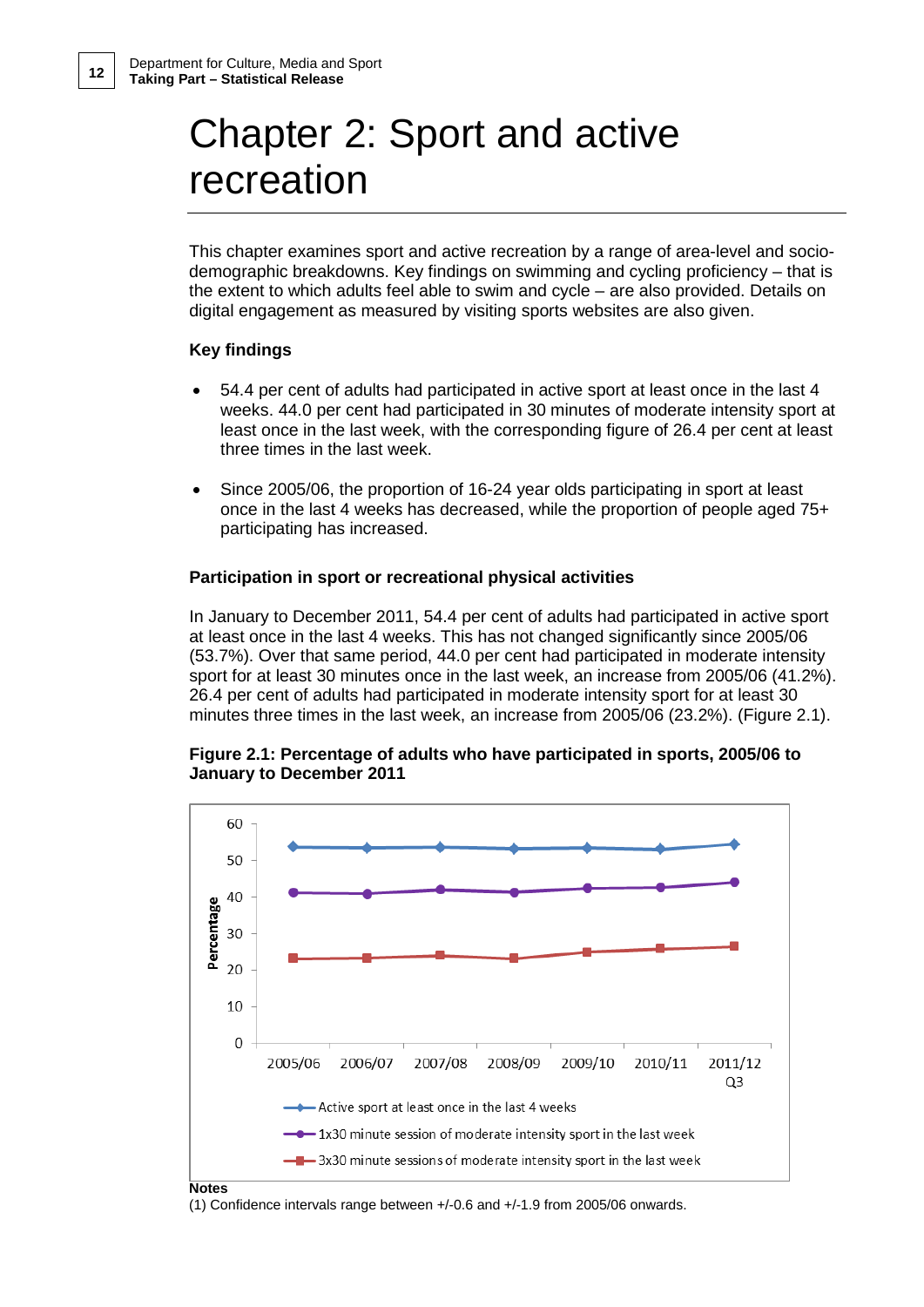# Chapter 2: Sport and active recreation

This chapter examines sport and active recreation by a range of area-level and socio-demographic breakdowns. Key findings on swimming and cycling proficiency – that is the extent to which adults feel able to swim and cycle – are also provided. Details on digital engagement as measured by visiting sports websites are also given.

### Key findings

- 54.4 per cent of adults had participated in active sport at least once in the last 4 weeks. 44.0 per cent had participated in 30 minutes of moderate intensity sport at least once in the last week, with the corresponding figure of 26.4 per cent at least three times in the last week.
- Since 2005/06, the proportion of 16-24 year olds participating in sport at least once in the last 4 weeks has decreased, while the proportion of people aged 75+ participating has increased.

### Participation in sport or recreational physical activities

In January to December 2011, 54.4 per cent of adults had participated in active sport at least once in the last 4 weeks. This has not changed significantly since 2005/06 (53.7%). Over that same period, 44.0 per cent had participated in moderate intensity sport for at least 30 minutes once in the last week, an increase from 2005/06 (41.2%). 26.4 per cent of adults had participated in moderate intensity sport for at least 30 minutes three times in the last week, an increase from 2005/06 (23.2%). (Figure 2.1).

**Figure 2.1: Percentage of adults who have participated in sports, 2005/06 to January to December 2011**

**Notes**

(1) Confidence intervals range between +/-0.6 and +/-1.9 from 2005/06 onwards.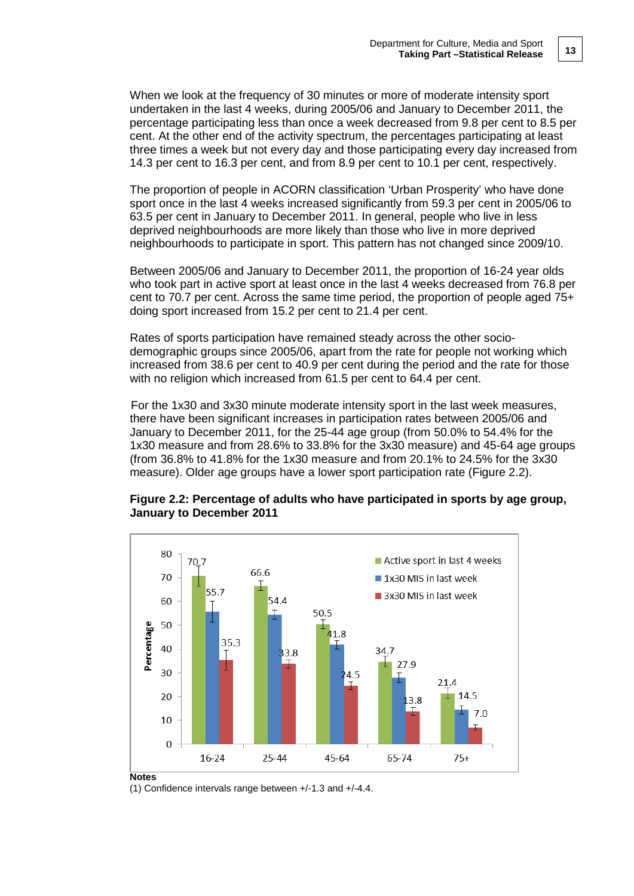When we look at the frequency of 30 minutes or more of moderate intensity sport undertaken in the last 4 weeks, during 2005/06 and January to December 2011, the percentage participating less than once a week decreased from 9.8 per cent to 8.5 per cent. At the other end of the activity spectrum, the percentages participating at least three times a week but not every day and those participating every day increased from 14.3 per cent to 16.3 per cent, and from 8.9 per cent to 10.1 per cent, respectively.

The proportion of people in ACORN classification 'Urban Prosperity' who have done sport once in the last 4 weeks increased significantly from 59.3 per cent in 2005/06 to 63.5 per cent in January to December 2011. In general, people who live in less deprived neighbourhoods are more likely than those who live in more deprived neighbourhoods to participate in sport. This pattern has not changed since 2009/10.

Between 2005/06 and January to December 2011, the proportion of 16-24 year olds who took part in active sport at least once in the last 4 weeks decreased from 76.8 per cent to 70.7 per cent. Across the same time period, the proportion of people aged 75+ doing sport increased from 15.2 per cent to 21.4 per cent.

Rates of sports participation have remained steady across the other socio-demographic groups since 2005/06, apart from the rate for people not working which increased from 38.6 per cent to 40.9 per cent during the period and the rate for those with no religion which increased from 61.5 per cent to 64.4 per cent.

For the 1x30 and 3x30 minute moderate intensity sport in the last week measures, there have been significant increases in participation rates between 2005/06 and January to December 2011, for the 25-44 age group (from 50.0% to 54.4% for the 1x30 measure and from 28.6% to 33.8% for the 3x30 measure) and 45-64 age groups (from 36.8% to 41.8% for the 1x30 measure and from 20.1% to 24.5% for the 3x30 measure). Older age groups have a lower sport participation rate (Figure 2.2).

**Figure 2.2: Percentage of adults who have participated in sports by age group, January to December 2011**

| Age group | Active sport in last 4 weeks | 1x30 MIS in last week | 3x30 MIS in last week |
|---|---|---|---|
| 16-24 | 70.7 | 55.7 | 35.3 |
| 25-44 | 66.6 | 54.4 | 33.8 |
| 45-64 | 50.5 | 41.8 | 24.5 |
| 65-74 | 34.7 | 27.9 | 13.8 |
| 75+ | 21.4 | 14.5 | 7.0 |

**Notes**

(1) Confidence intervals range between +/-1.3 and +/-4.4.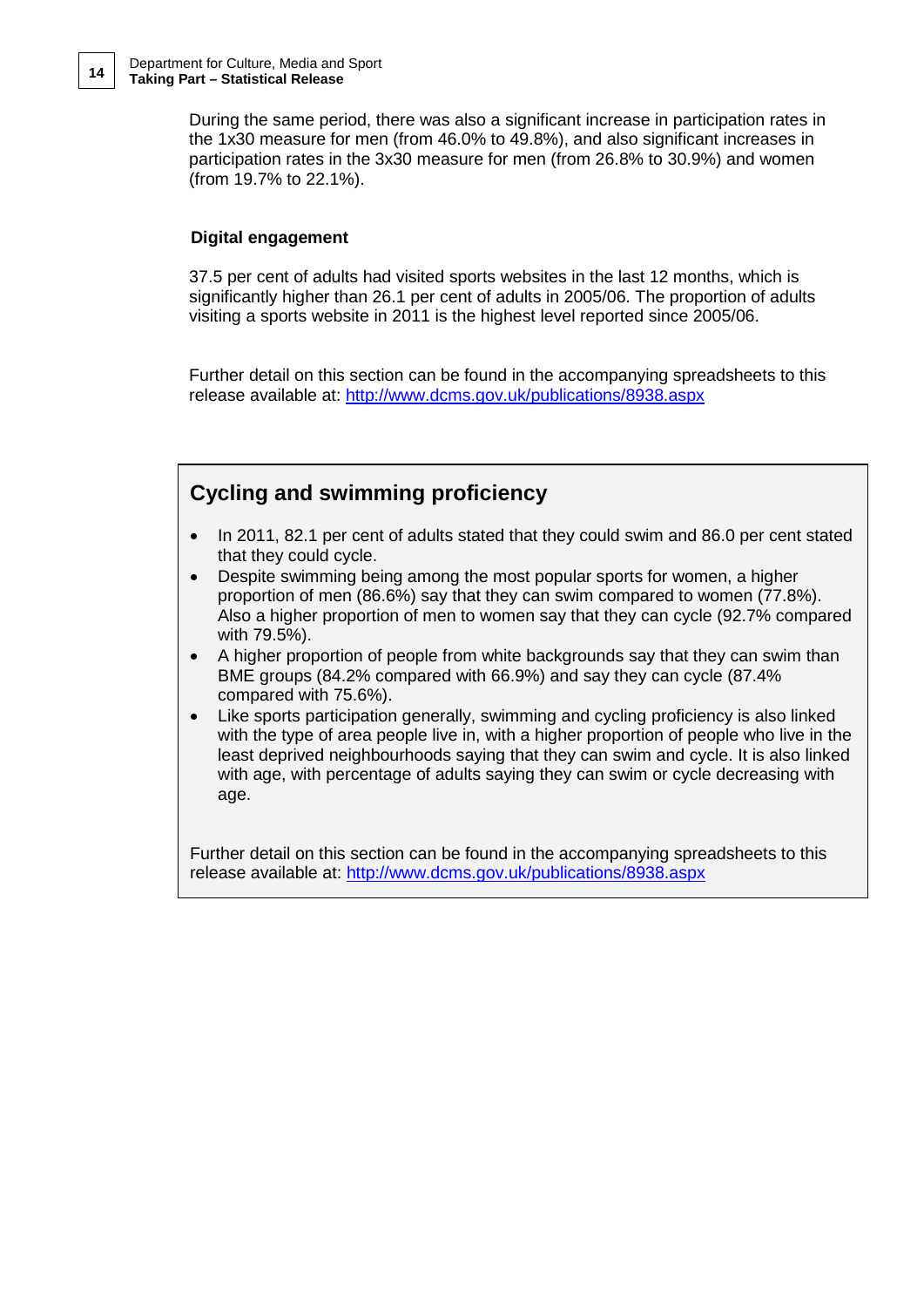During the same period, there was also a significant increase in participation rates in the 1x30 measure for men (from 46.0% to 49.8%), and also significant increases in participation rates in the 3x30 measure for men (from 26.8% to 30.9%) and women (from 19.7% to 22.1%).

### Digital engagement

37.5 per cent of adults had visited sports websites in the last 12 months, which is significantly higher than 26.1 per cent of adults in 2005/06. The proportion of adults visiting a sports website in 2011 is the highest level reported since 2005/06.

Further detail on this section can be found in the accompanying spreadsheets to this release available at: [http://www.dcms.gov.uk/publications/8938.aspx](http://www.dcms.gov.uk/publications/8938.aspx)

## Cycling and swimming proficiency

- In 2011, 82.1 per cent of adults stated that they could swim and 86.0 per cent stated that they could cycle.
- Despite swimming being among the most popular sports for women, a higher proportion of men (86.6%) say that they can swim compared to women (77.8%). Also a higher proportion of men to women say that they can cycle (92.7% compared with 79.5%).
- A higher proportion of people from white backgrounds say that they can swim than BME groups (84.2% compared with 66.9%) and say they can cycle (87.4% compared with 75.6%).
- Like sports participation generally, swimming and cycling proficiency is also linked with the type of area people live in, with a higher proportion of people who live in the least deprived neighbourhoods saying that they can swim and cycle. It is also linked with age, with percentage of adults saying they can swim or cycle decreasing with age.

Further detail on this section can be found in the accompanying spreadsheets to this release available at: [http://www.dcms.gov.uk/publications/8938.aspx](http://www.dcms.gov.uk/publications/8938.aspx)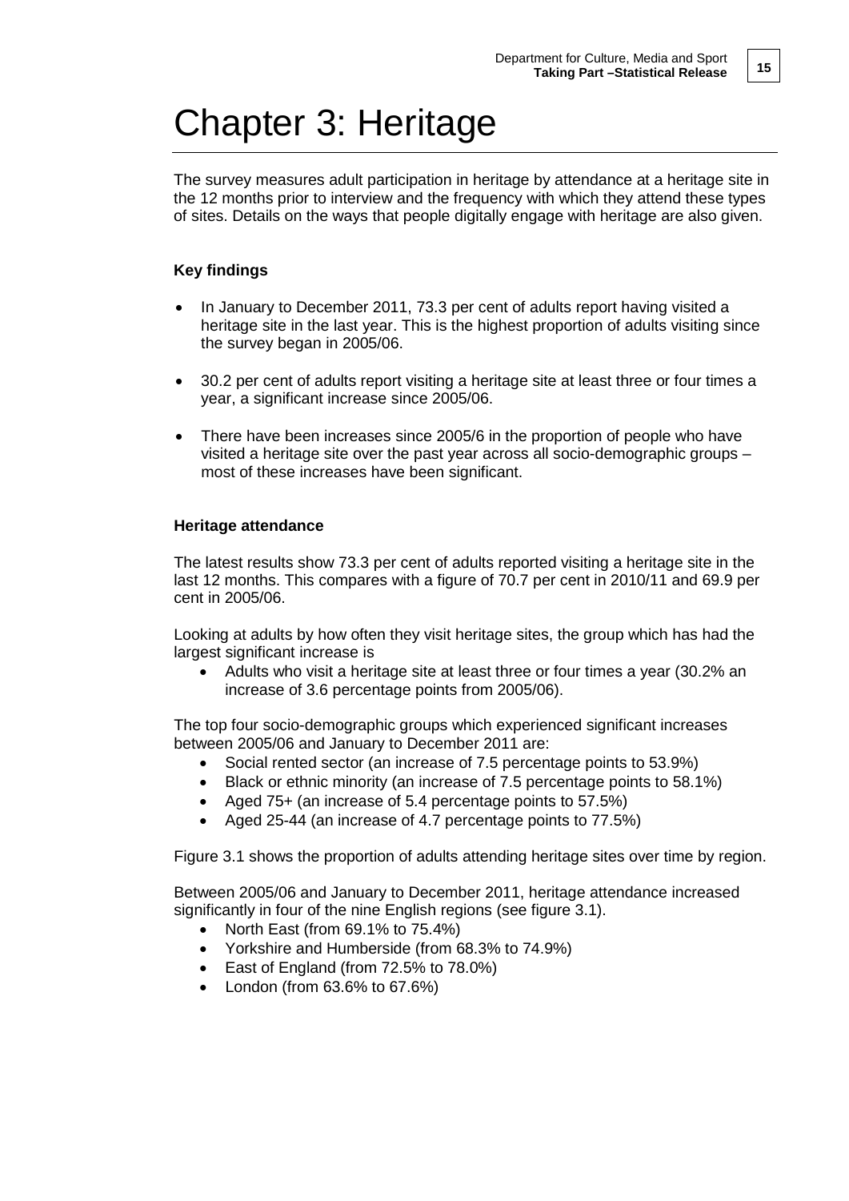# Chapter 3: Heritage

The survey measures adult participation in heritage by attendance at a heritage site in the 12 months prior to interview and the frequency with which they attend these types of sites. Details on the ways that people digitally engage with heritage are also given.

### Key findings

- In January to December 2011, 73.3 per cent of adults report having visited a heritage site in the last year. This is the highest proportion of adults visiting since the survey began in 2005/06.
- 30.2 per cent of adults report visiting a heritage site at least three or four times a year, a significant increase since 2005/06.
- There have been increases since 2005/6 in the proportion of people who have visited a heritage site over the past year across all socio-demographic groups – most of these increases have been significant.

### Heritage attendance

The latest results show 73.3 per cent of adults reported visiting a heritage site in the last 12 months. This compares with a figure of 70.7 per cent in 2010/11 and 69.9 per cent in 2005/06.

Looking at adults by how often they visit heritage sites, the group which has had the largest significant increase is

- Adults who visit a heritage site at least three or four times a year (30.2% an increase of 3.6 percentage points from 2005/06).

The top four socio-demographic groups which experienced significant increases between 2005/06 and January to December 2011 are:

- Social rented sector (an increase of 7.5 percentage points to 53.9%)
- Black or ethnic minority (an increase of 7.5 percentage points to 58.1%)
- Aged 75+ (an increase of 5.4 percentage points to 57.5%)
- Aged 25-44 (an increase of 4.7 percentage points to 77.5%)

Figure 3.1 shows the proportion of adults attending heritage sites over time by region.

Between 2005/06 and January to December 2011, heritage attendance increased significantly in four of the nine English regions (see figure 3.1).

- North East (from 69.1% to 75.4%)
- Yorkshire and Humberside (from 68.3% to 74.9%)
- East of England (from 72.5% to 78.0%)
- London (from 63.6% to 67.6%)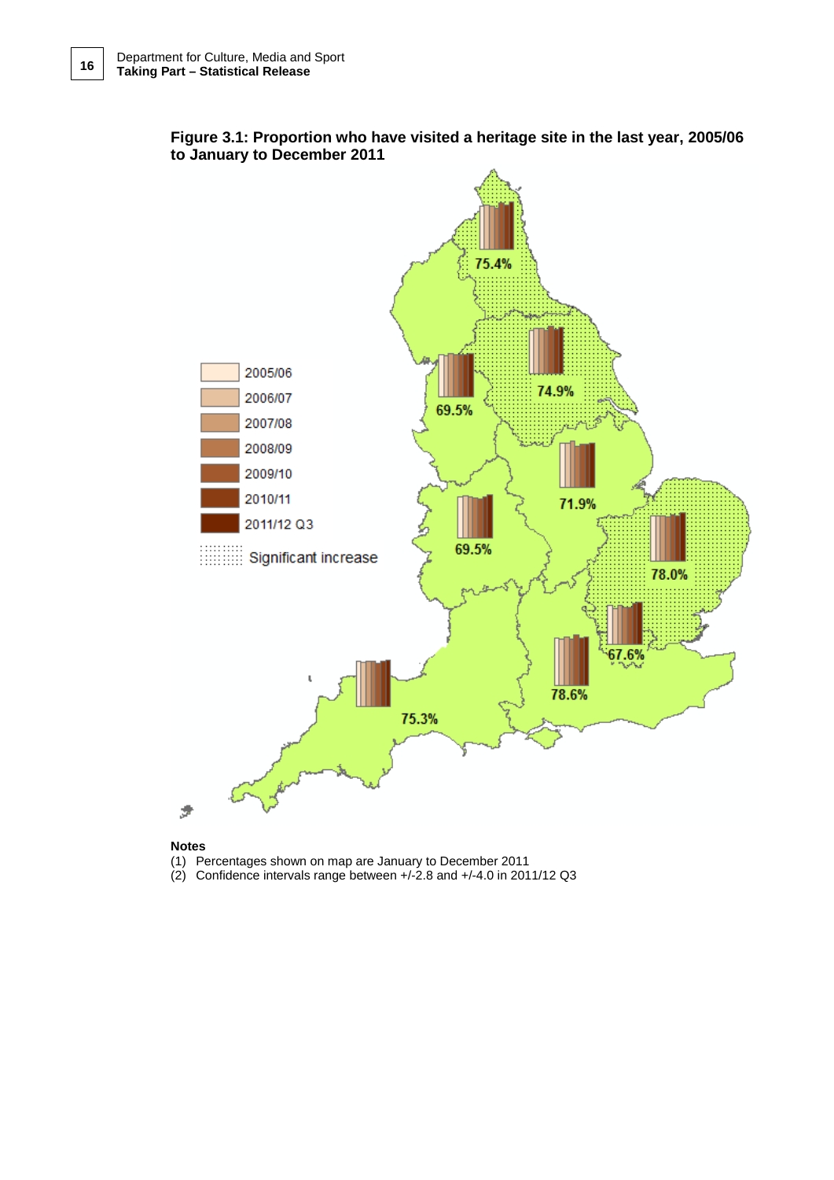**Figure 3.1: Proportion who have visited a heritage site in the last year, 2005/06 to January to December 2011**

2005/06
2006/07
2007/08
2008/09
2009/10
2010/11
2011/12 Q3
Significant increase

75.4%
74.9%
69.5%
71.9%
69.5%
78.0%
67.6%
78.6%
75.3%

**Notes**

(1) Percentages shown on map are January to December 2011

(2) Confidence intervals range between +/-2.8 and +/-4.0 in 2011/12 Q3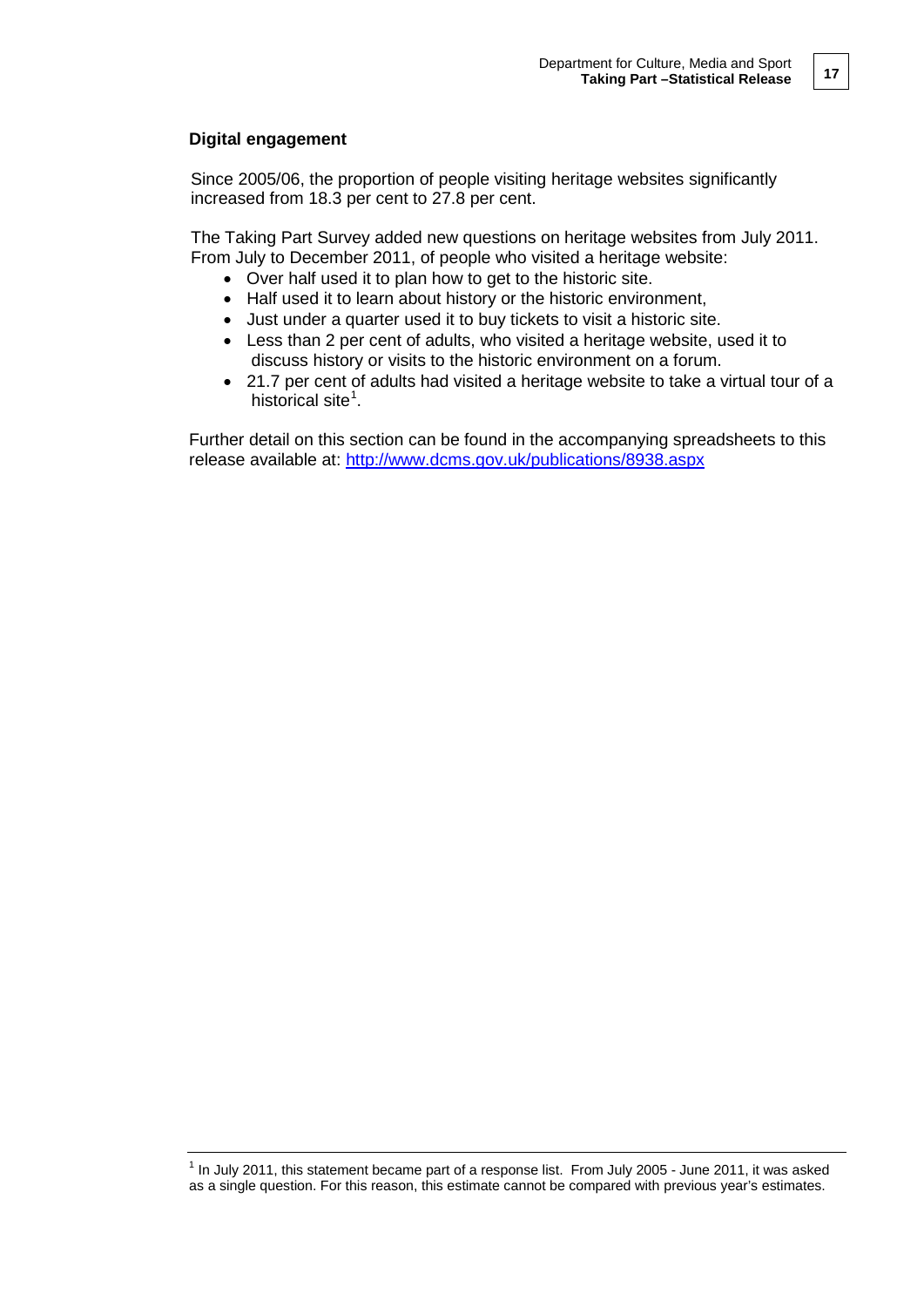## Digital engagement

Since 2005/06, the proportion of people visiting heritage websites significantly increased from 18.3 per cent to 27.8 per cent.

The Taking Part Survey added new questions on heritage websites from July 2011. From July to December 2011, of people who visited a heritage website:

- Over half used it to plan how to get to the historic site.
- Half used it to learn about history or the historic environment,
- Just under a quarter used it to buy tickets to visit a historic site.
- Less than 2 per cent of adults, who visited a heritage website, used it to discuss history or visits to the historic environment on a forum.
- 21.7 per cent of adults had visited a heritage website to take a virtual tour of a historical site[1].

Further detail on this section can be found in the accompanying spreadsheets to this release available at: http://www.dcms.gov.uk/publications/8938.aspx

---

[1] In July 2011, this statement became part of a response list. From July 2005 - June 2011, it was asked as a single question. For this reason, this estimate cannot be compared with previous year's estimates.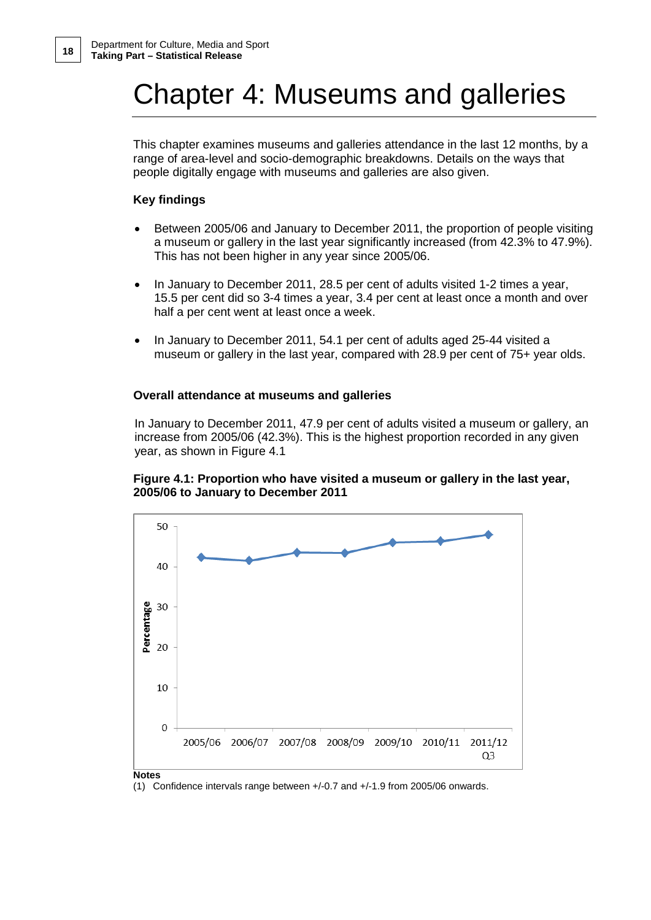# Chapter 4: Museums and galleries

This chapter examines museums and galleries attendance in the last 12 months, by a range of area-level and socio-demographic breakdowns. Details on the ways that people digitally engage with museums and galleries are also given.

### Key findings

- Between 2005/06 and January to December 2011, the proportion of people visiting a museum or gallery in the last year significantly increased (from 42.3% to 47.9%). This has not been higher in any year since 2005/06.
- In January to December 2011, 28.5 per cent of adults visited 1-2 times a year, 15.5 per cent did so 3-4 times a year, 3.4 per cent at least once a month and over half a per cent went at least once a week.
- In January to December 2011, 54.1 per cent of adults aged 25-44 visited a museum or gallery in the last year, compared with 28.9 per cent of 75+ year olds.

### Overall attendance at museums and galleries

In January to December 2011, 47.9 per cent of adults visited a museum or gallery, an increase from 2005/06 (42.3%). This is the highest proportion recorded in any given year, as shown in Figure 4.1

**Figure 4.1: Proportion who have visited a museum or gallery in the last year, 2005/06 to January to December 2011**

**Notes**

(1) Confidence intervals range between +/-0.7 and +/-1.9 from 2005/06 onwards.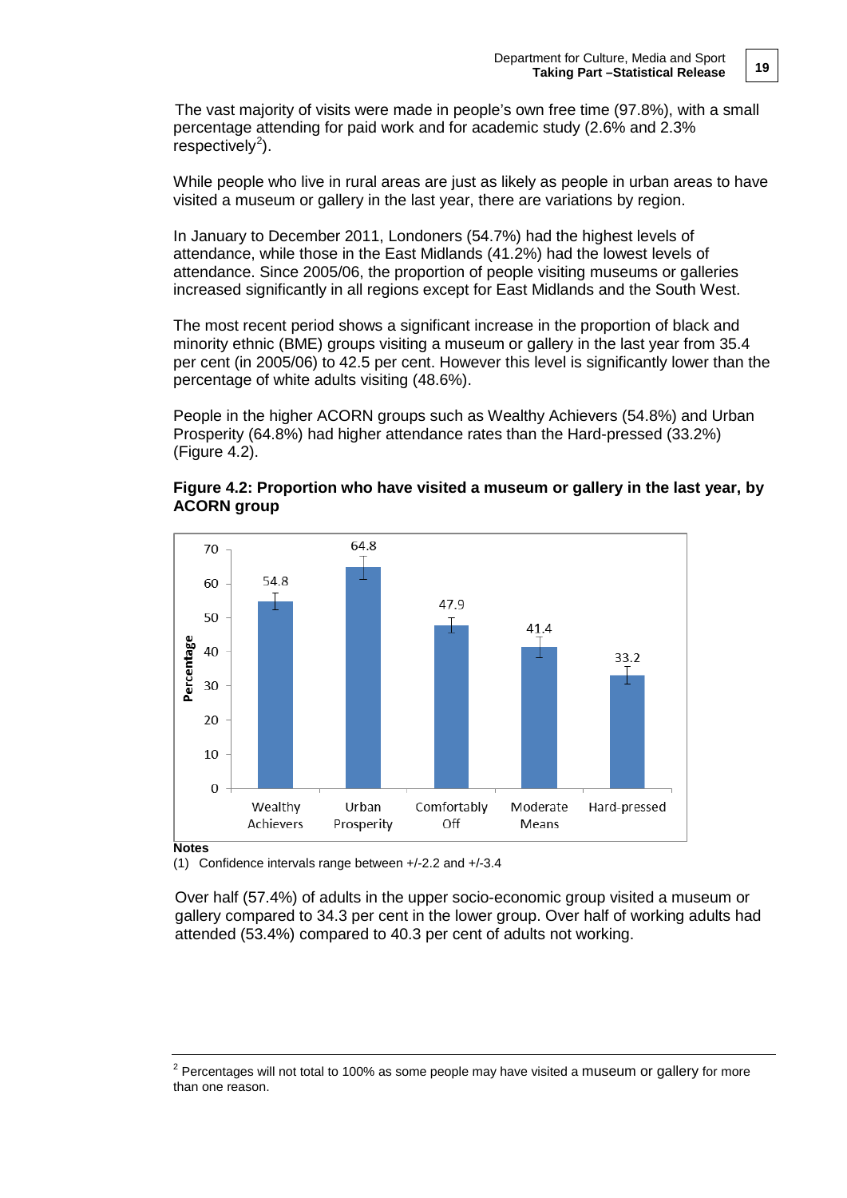The vast majority of visits were made in people's own free time (97.8%), with a small percentage attending for paid work and for academic study (2.6% and 2.3% respectively[2]).

While people who live in rural areas are just as likely as people in urban areas to have visited a museum or gallery in the last year, there are variations by region.

In January to December 2011, Londoners (54.7%) had the highest levels of attendance, while those in the East Midlands (41.2%) had the lowest levels of attendance. Since 2005/06, the proportion of people visiting museums or galleries increased significantly in all regions except for East Midlands and the South West.

The most recent period shows a significant increase in the proportion of black and minority ethnic (BME) groups visiting a museum or gallery in the last year from 35.4 per cent (in 2005/06) to 42.5 per cent. However this level is significantly lower than the percentage of white adults visiting (48.6%).

People in the higher ACORN groups such as Wealthy Achievers (54.8%) and Urban Prosperity (64.8%) had higher attendance rates than the Hard-pressed (33.2%) (Figure 4.2).

**Figure 4.2: Proportion who have visited a museum or gallery in the last year, by ACORN group**

| ACORN group | Percentage |
|---|---|
| Wealthy Achievers | 54.8 |
| Urban Prosperity | 64.8 |
| Comfortably Off | 47.9 |
| Moderate Means | 41.4 |
| Hard-pressed | 33.2 |

**Notes**

(1) Confidence intervals range between +/-2.2 and +/-3.4

Over half (57.4%) of adults in the upper socio-economic group visited a museum or gallery compared to 34.3 per cent in the lower group. Over half of working adults had attended (53.4%) compared to 40.3 per cent of adults not working.

---

[2] Percentages will not total to 100% as some people may have visited a museum or gallery for more than one reason.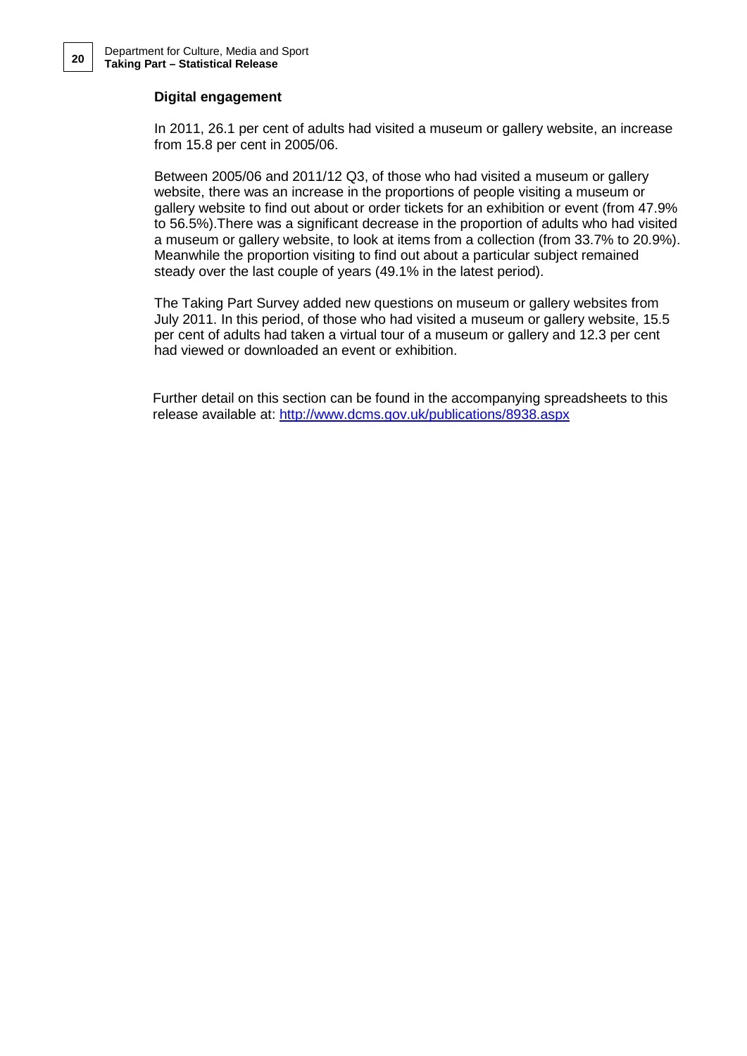## Digital engagement

In 2011, 26.1 per cent of adults had visited a museum or gallery website, an increase from 15.8 per cent in 2005/06.

Between 2005/06 and 2011/12 Q3, of those who had visited a museum or gallery website, there was an increase in the proportions of people visiting a museum or gallery website to find out about or order tickets for an exhibition or event (from 47.9% to 56.5%).There was a significant decrease in the proportion of adults who had visited a museum or gallery website, to look at items from a collection (from 33.7% to 20.9%). Meanwhile the proportion visiting to find out about a particular subject remained steady over the last couple of years (49.1% in the latest period).

The Taking Part Survey added new questions on museum or gallery websites from July 2011. In this period, of those who had visited a museum or gallery website, 15.5 per cent of adults had taken a virtual tour of a museum or gallery and 12.3 per cent had viewed or downloaded an event or exhibition.

Further detail on this section can be found in the accompanying spreadsheets to this release available at: [http://www.dcms.gov.uk/publications/8938.aspx](http://www.dcms.gov.uk/publications/8938.aspx)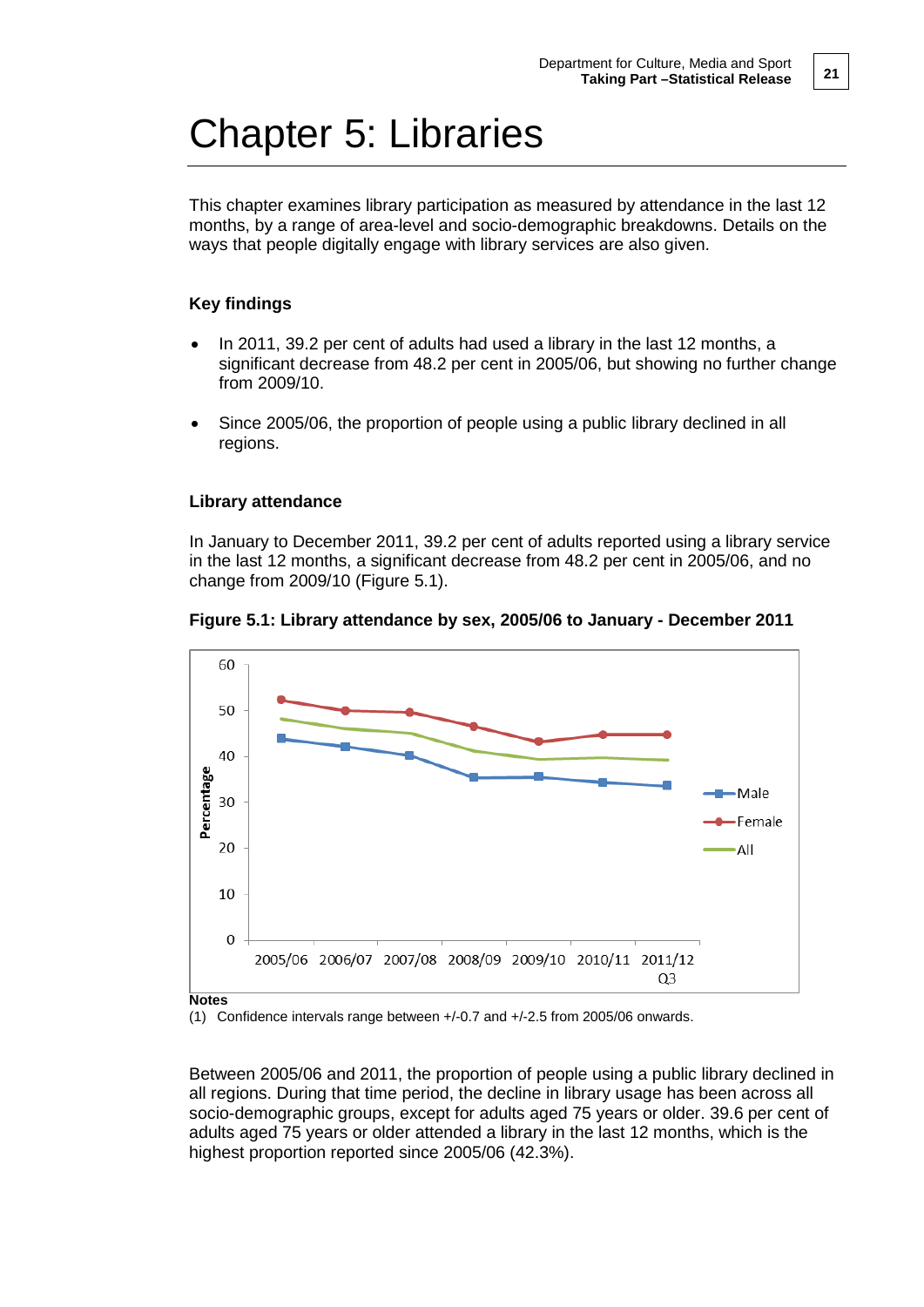# Chapter 5: Libraries

This chapter examines library participation as measured by attendance in the last 12 months, by a range of area-level and socio-demographic breakdowns. Details on the ways that people digitally engage with library services are also given.

### Key findings

- In 2011, 39.2 per cent of adults had used a library in the last 12 months, a significant decrease from 48.2 per cent in 2005/06, but showing no further change from 2009/10.
- Since 2005/06, the proportion of people using a public library declined in all regions.

### Library attendance

In January to December 2011, 39.2 per cent of adults reported using a library service in the last 12 months, a significant decrease from 48.2 per cent in 2005/06, and no change from 2009/10 (Figure 5.1).

**Figure 5.1: Library attendance by sex, 2005/06 to January - December 2011**

**Notes**

(1) Confidence intervals range between +/-0.7 and +/-2.5 from 2005/06 onwards.

Between 2005/06 and 2011, the proportion of people using a public library declined in all regions. During that time period, the decline in library usage has been across all socio-demographic groups, except for adults aged 75 years or older. 39.6 per cent of adults aged 75 years or older attended a library in the last 12 months, which is the highest proportion reported since 2005/06 (42.3%).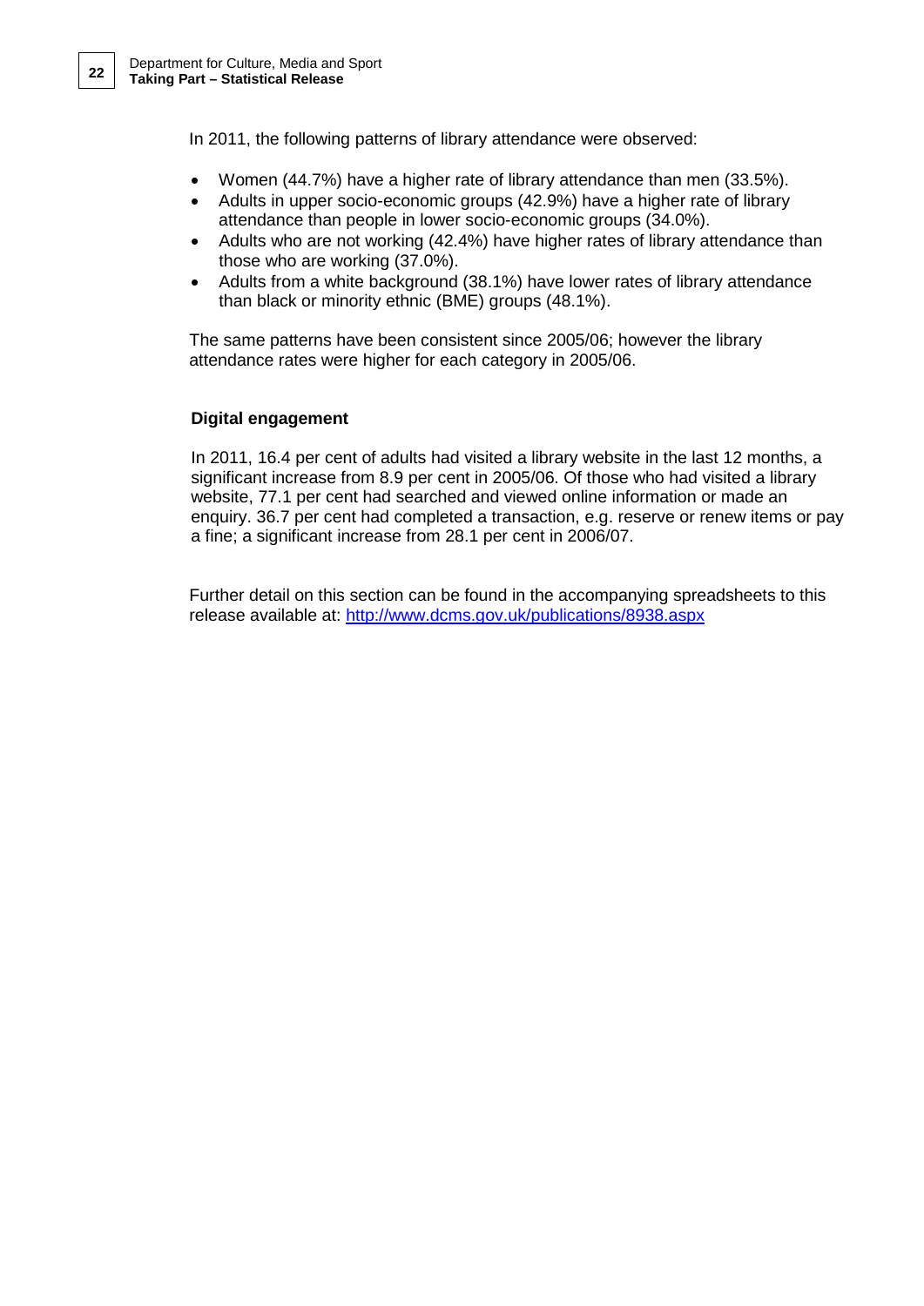In 2011, the following patterns of library attendance were observed:

- Women (44.7%) have a higher rate of library attendance than men (33.5%).
- Adults in upper socio-economic groups (42.9%) have a higher rate of library attendance than people in lower socio-economic groups (34.0%).
- Adults who are not working (42.4%) have higher rates of library attendance than those who are working (37.0%).
- Adults from a white background (38.1%) have lower rates of library attendance than black or minority ethnic (BME) groups (48.1%).

The same patterns have been consistent since 2005/06; however the library attendance rates were higher for each category in 2005/06.

**Digital engagement**

In 2011, 16.4 per cent of adults had visited a library website in the last 12 months, a significant increase from 8.9 per cent in 2005/06. Of those who had visited a library website, 77.1 per cent had searched and viewed online information or made an enquiry. 36.7 per cent had completed a transaction, e.g. reserve or renew items or pay a fine; a significant increase from 28.1 per cent in 2006/07.

Further detail on this section can be found in the accompanying spreadsheets to this release available at: [http://www.dcms.gov.uk/publications/8938.aspx](http://www.dcms.gov.uk/publications/8938.aspx)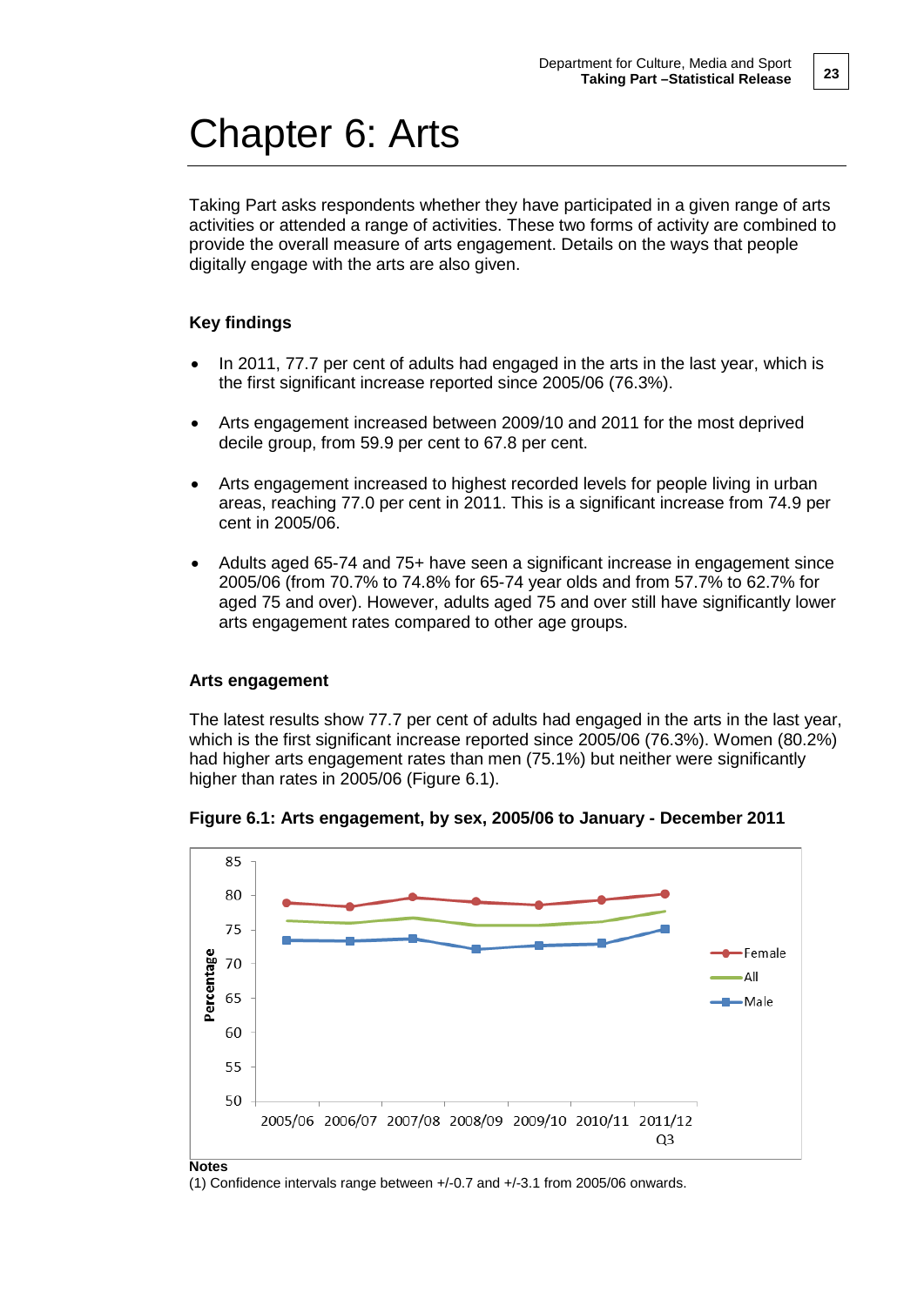# Chapter 6: Arts

Taking Part asks respondents whether they have participated in a given range of arts activities or attended a range of activities. These two forms of activity are combined to provide the overall measure of arts engagement. Details on the ways that people digitally engage with the arts are also given.

### Key findings

- In 2011, 77.7 per cent of adults had engaged in the arts in the last year, which is the first significant increase reported since 2005/06 (76.3%).
- Arts engagement increased between 2009/10 and 2011 for the most deprived decile group, from 59.9 per cent to 67.8 per cent.
- Arts engagement increased to highest recorded levels for people living in urban areas, reaching 77.0 per cent in 2011. This is a significant increase from 74.9 per cent in 2005/06.
- Adults aged 65-74 and 75+ have seen a significant increase in engagement since 2005/06 (from 70.7% to 74.8% for 65-74 year olds and from 57.7% to 62.7% for aged 75 and over). However, adults aged 75 and over still have significantly lower arts engagement rates compared to other age groups.

### Arts engagement

The latest results show 77.7 per cent of adults had engaged in the arts in the last year, which is the first significant increase reported since 2005/06 (76.3%). Women (80.2%) had higher arts engagement rates than men (75.1%) but neither were significantly higher than rates in 2005/06 (Figure 6.1).

**Figure 6.1: Arts engagement, by sex, 2005/06 to January - December 2011**

**Notes**

(1) Confidence intervals range between +/-0.7 and +/-3.1 from 2005/06 onwards.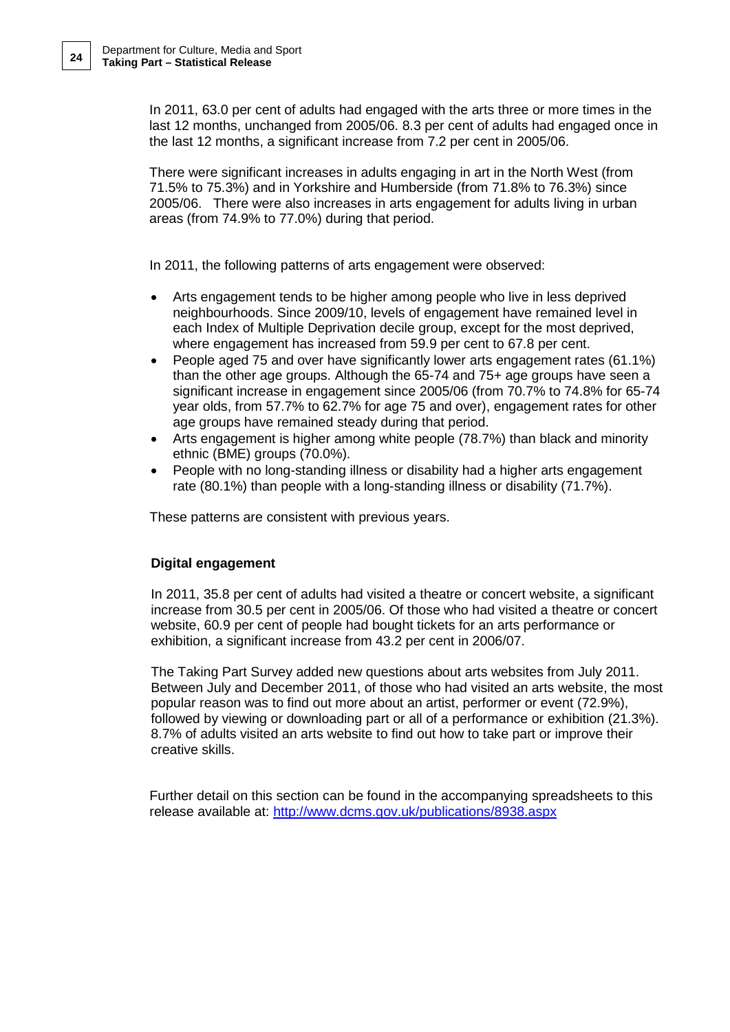In 2011, 63.0 per cent of adults had engaged with the arts three or more times in the last 12 months, unchanged from 2005/06. 8.3 per cent of adults had engaged once in the last 12 months, a significant increase from 7.2 per cent in 2005/06.

There were significant increases in adults engaging in art in the North West (from 71.5% to 75.3%) and in Yorkshire and Humberside (from 71.8% to 76.3%) since 2005/06. There were also increases in arts engagement for adults living in urban areas (from 74.9% to 77.0%) during that period.

In 2011, the following patterns of arts engagement were observed:

- Arts engagement tends to be higher among people who live in less deprived neighbourhoods. Since 2009/10, levels of engagement have remained level in each Index of Multiple Deprivation decile group, except for the most deprived, where engagement has increased from 59.9 per cent to 67.8 per cent.
- People aged 75 and over have significantly lower arts engagement rates (61.1%) than the other age groups. Although the 65-74 and 75+ age groups have seen a significant increase in engagement since 2005/06 (from 70.7% to 74.8% for 65-74 year olds, from 57.7% to 62.7% for age 75 and over), engagement rates for other age groups have remained steady during that period.
- Arts engagement is higher among white people (78.7%) than black and minority ethnic (BME) groups (70.0%).
- People with no long-standing illness or disability had a higher arts engagement rate (80.1%) than people with a long-standing illness or disability (71.7%).

These patterns are consistent with previous years.

**Digital engagement**

In 2011, 35.8 per cent of adults had visited a theatre or concert website, a significant increase from 30.5 per cent in 2005/06. Of those who had visited a theatre or concert website, 60.9 per cent of people had bought tickets for an arts performance or exhibition, a significant increase from 43.2 per cent in 2006/07.

The Taking Part Survey added new questions about arts websites from July 2011. Between July and December 2011, of those who had visited an arts website, the most popular reason was to find out more about an artist, performer or event (72.9%), followed by viewing or downloading part or all of a performance or exhibition (21.3%). 8.7% of adults visited an arts website to find out how to take part or improve their creative skills.

Further detail on this section can be found in the accompanying spreadsheets to this release available at: http://www.dcms.gov.uk/publications/8938.aspx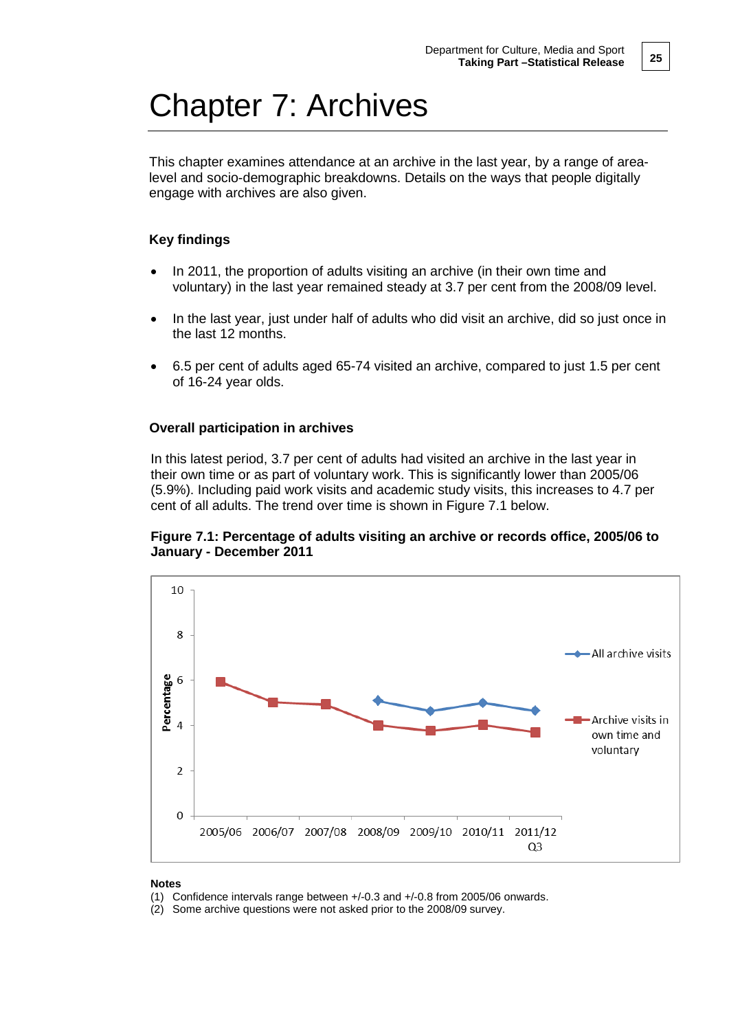# Chapter 7: Archives

This chapter examines attendance at an archive in the last year, by a range of area-level and socio-demographic breakdowns. Details on the ways that people digitally engage with archives are also given.

### Key findings

- In 2011, the proportion of adults visiting an archive (in their own time and voluntary) in the last year remained steady at 3.7 per cent from the 2008/09 level.
- In the last year, just under half of adults who did visit an archive, did so just once in the last 12 months.
- 6.5 per cent of adults aged 65-74 visited an archive, compared to just 1.5 per cent of 16-24 year olds.

### Overall participation in archives

In this latest period, 3.7 per cent of adults had visited an archive in the last year in their own time or as part of voluntary work. This is significantly lower than 2005/06 (5.9%). Including paid work visits and academic study visits, this increases to 4.7 per cent of all adults. The trend over time is shown in Figure 7.1 below.

**Figure 7.1: Percentage of adults visiting an archive or records office, 2005/06 to January - December 2011**

**Notes**

(1) Confidence intervals range between +/-0.3 and +/-0.8 from 2005/06 onwards.
(2) Some archive questions were not asked prior to the 2008/09 survey.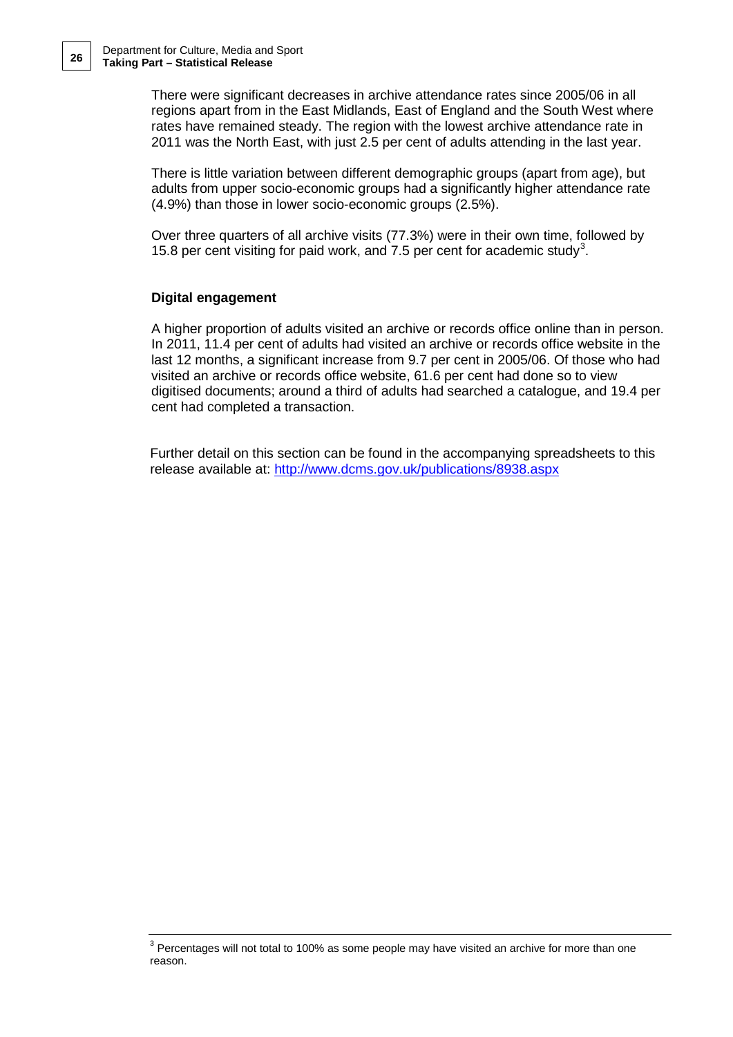There were significant decreases in archive attendance rates since 2005/06 in all regions apart from in the East Midlands, East of England and the South West where rates have remained steady. The region with the lowest archive attendance rate in 2011 was the North East, with just 2.5 per cent of adults attending in the last year.

There is little variation between different demographic groups (apart from age), but adults from upper socio-economic groups had a significantly higher attendance rate (4.9%) than those in lower socio-economic groups (2.5%).

Over three quarters of all archive visits (77.3%) were in their own time, followed by 15.8 per cent visiting for paid work, and 7.5 per cent for academic study[3].

### Digital engagement

A higher proportion of adults visited an archive or records office online than in person. In 2011, 11.4 per cent of adults had visited an archive or records office website in the last 12 months, a significant increase from 9.7 per cent in 2005/06. Of those who had visited an archive or records office website, 61.6 per cent had done so to view digitised documents; around a third of adults had searched a catalogue, and 19.4 per cent had completed a transaction.

Further detail on this section can be found in the accompanying spreadsheets to this release available at: http://www.dcms.gov.uk/publications/8938.aspx

---

[3] Percentages will not total to 100% as some people may have visited an archive for more than one reason.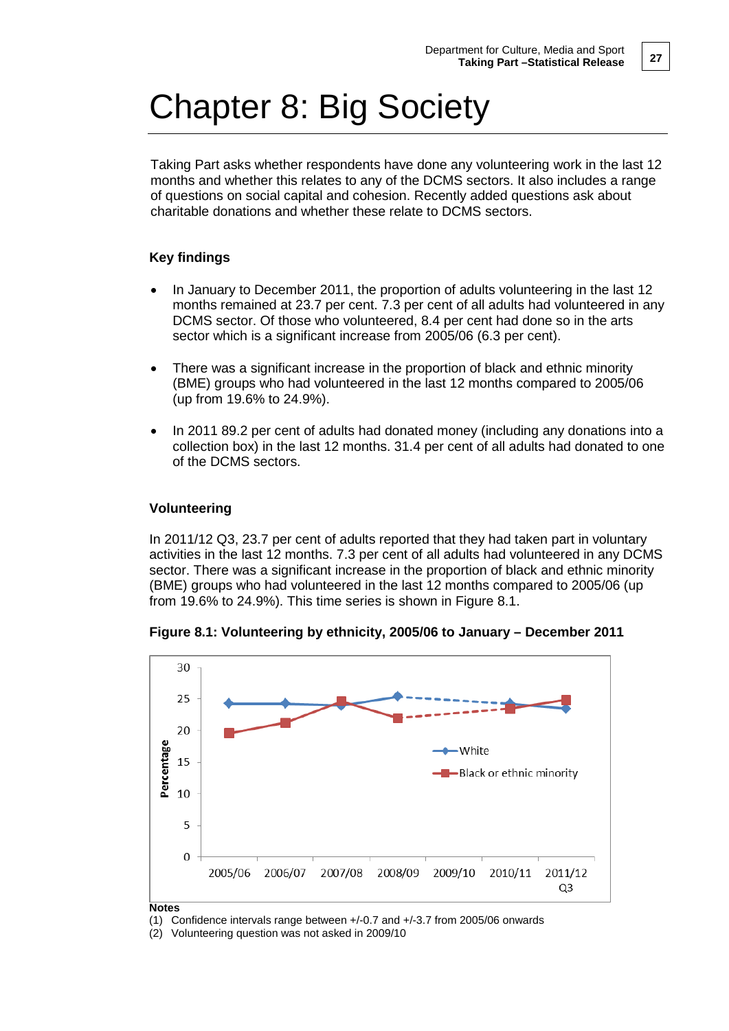# Chapter 8: Big Society

Taking Part asks whether respondents have done any volunteering work in the last 12 months and whether this relates to any of the DCMS sectors. It also includes a range of questions on social capital and cohesion. Recently added questions ask about charitable donations and whether these relate to DCMS sectors.

### Key findings

- In January to December 2011, the proportion of adults volunteering in the last 12 months remained at 23.7 per cent. 7.3 per cent of all adults had volunteered in any DCMS sector. Of those who volunteered, 8.4 per cent had done so in the arts sector which is a significant increase from 2005/06 (6.3 per cent).
- There was a significant increase in the proportion of black and ethnic minority (BME) groups who had volunteered in the last 12 months compared to 2005/06 (up from 19.6% to 24.9%).
- In 2011 89.2 per cent of adults had donated money (including any donations into a collection box) in the last 12 months. 31.4 per cent of all adults had donated to one of the DCMS sectors.

### Volunteering

In 2011/12 Q3, 23.7 per cent of adults reported that they had taken part in voluntary activities in the last 12 months. 7.3 per cent of all adults had volunteered in any DCMS sector. There was a significant increase in the proportion of black and ethnic minority (BME) groups who had volunteered in the last 12 months compared to 2005/06 (up from 19.6% to 24.9%). This time series is shown in Figure 8.1.

**Figure 8.1: Volunteering by ethnicity, 2005/06 to January – December 2011**

**Notes**

(1) Confidence intervals range between +/-0.7 and +/-3.7 from 2005/06 onwards

(2) Volunteering question was not asked in 2009/10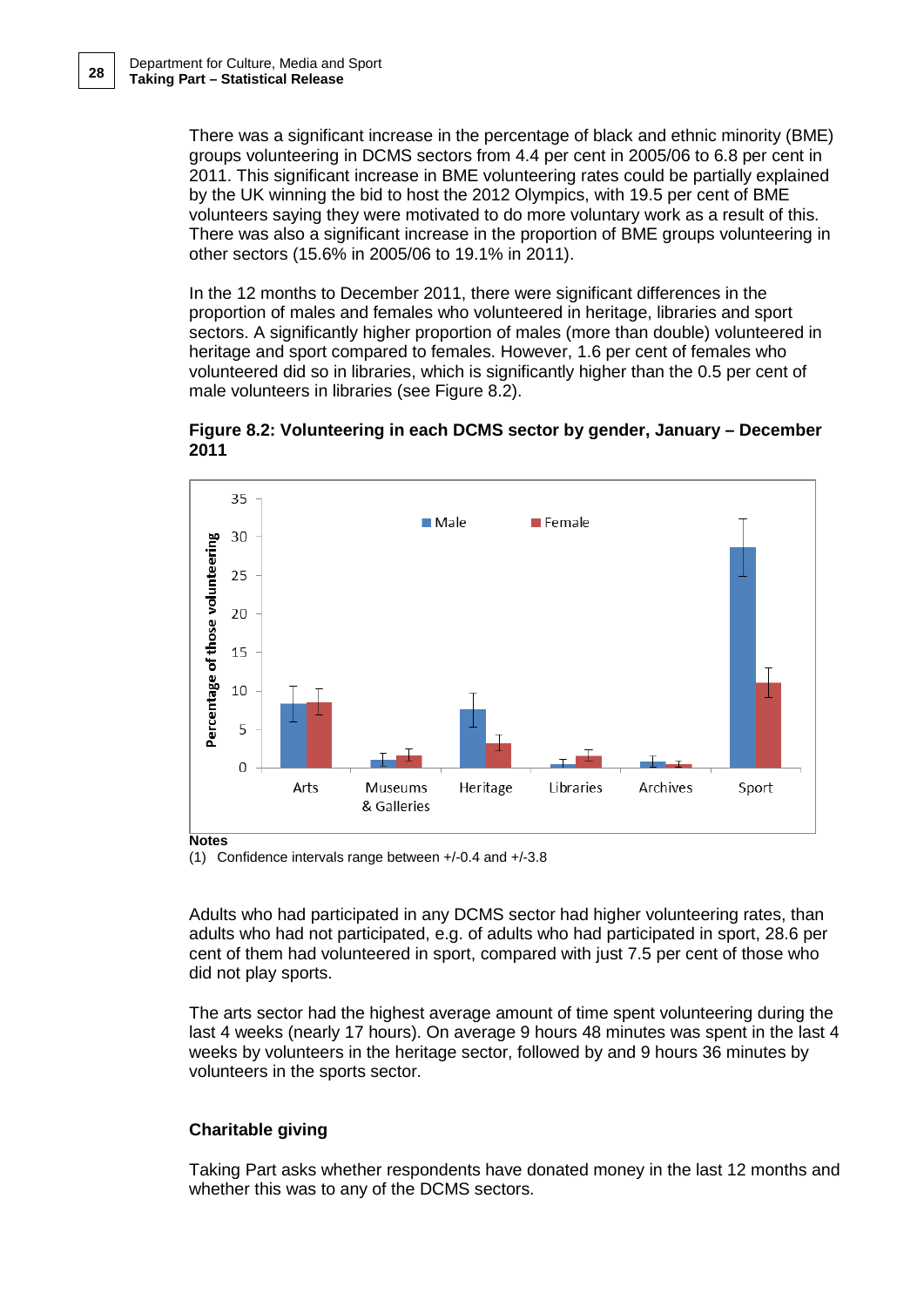There was a significant increase in the percentage of black and ethnic minority (BME) groups volunteering in DCMS sectors from 4.4 per cent in 2005/06 to 6.8 per cent in 2011. This significant increase in BME volunteering rates could be partially explained by the UK winning the bid to host the 2012 Olympics, with 19.5 per cent of BME volunteers saying they were motivated to do more voluntary work as a result of this. There was also a significant increase in the proportion of BME groups volunteering in other sectors (15.6% in 2005/06 to 19.1% in 2011).

In the 12 months to December 2011, there were significant differences in the proportion of males and females who volunteered in heritage, libraries and sport sectors. A significantly higher proportion of males (more than double) volunteered in heritage and sport compared to females. However, 1.6 per cent of females who volunteered did so in libraries, which is significantly higher than the 0.5 per cent of male volunteers in libraries (see Figure 8.2).

**Figure 8.2: Volunteering in each DCMS sector by gender, January – December 2011**

**Notes**

(1) Confidence intervals range between +/-0.4 and +/-3.8

Adults who had participated in any DCMS sector had higher volunteering rates, than adults who had not participated, e.g. of adults who had participated in sport, 28.6 per cent of them had volunteered in sport, compared with just 7.5 per cent of those who did not play sports.

The arts sector had the highest average amount of time spent volunteering during the last 4 weeks (nearly 17 hours). On average 9 hours 48 minutes was spent in the last 4 weeks by volunteers in the heritage sector, followed by and 9 hours 36 minutes by volunteers in the sports sector.

### Charitable giving

Taking Part asks whether respondents have donated money in the last 12 months and whether this was to any of the DCMS sectors.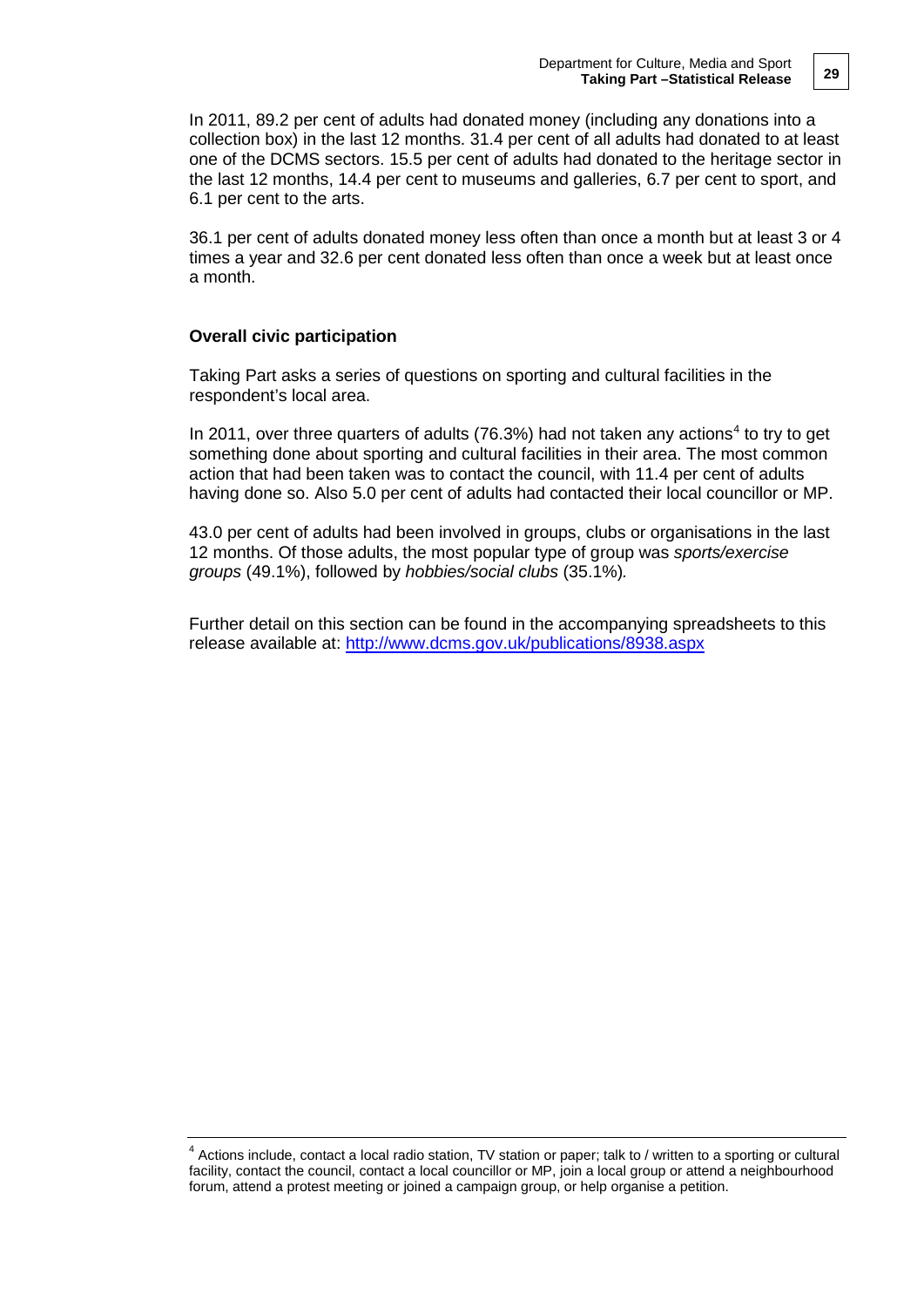In 2011, 89.2 per cent of adults had donated money (including any donations into a collection box) in the last 12 months. 31.4 per cent of all adults had donated to at least one of the DCMS sectors. 15.5 per cent of adults had donated to the heritage sector in the last 12 months, 14.4 per cent to museums and galleries, 6.7 per cent to sport, and 6.1 per cent to the arts.

36.1 per cent of adults donated money less often than once a month but at least 3 or 4 times a year and 32.6 per cent donated less often than once a week but at least once a month.

### Overall civic participation

Taking Part asks a series of questions on sporting and cultural facilities in the respondent's local area.

In 2011, over three quarters of adults (76.3%) had not taken any actions[4] to try to get something done about sporting and cultural facilities in their area. The most common action that had been taken was to contact the council, with 11.4 per cent of adults having done so. Also 5.0 per cent of adults had contacted their local councillor or MP.

43.0 per cent of adults had been involved in groups, clubs or organisations in the last 12 months. Of those adults, the most popular type of group was *sports/exercise groups* (49.1%), followed by *hobbies/social clubs* (35.1%).

Further detail on this section can be found in the accompanying spreadsheets to this release available at: [http://www.dcms.gov.uk/publications/8938.aspx](http://www.dcms.gov.uk/publications/8938.aspx)

---

[4] Actions include, contact a local radio station, TV station or paper; talk to / written to a sporting or cultural facility, contact the council, contact a local councillor or MP, join a local group or attend a neighbourhood forum, attend a protest meeting or joined a campaign group, or help organise a petition.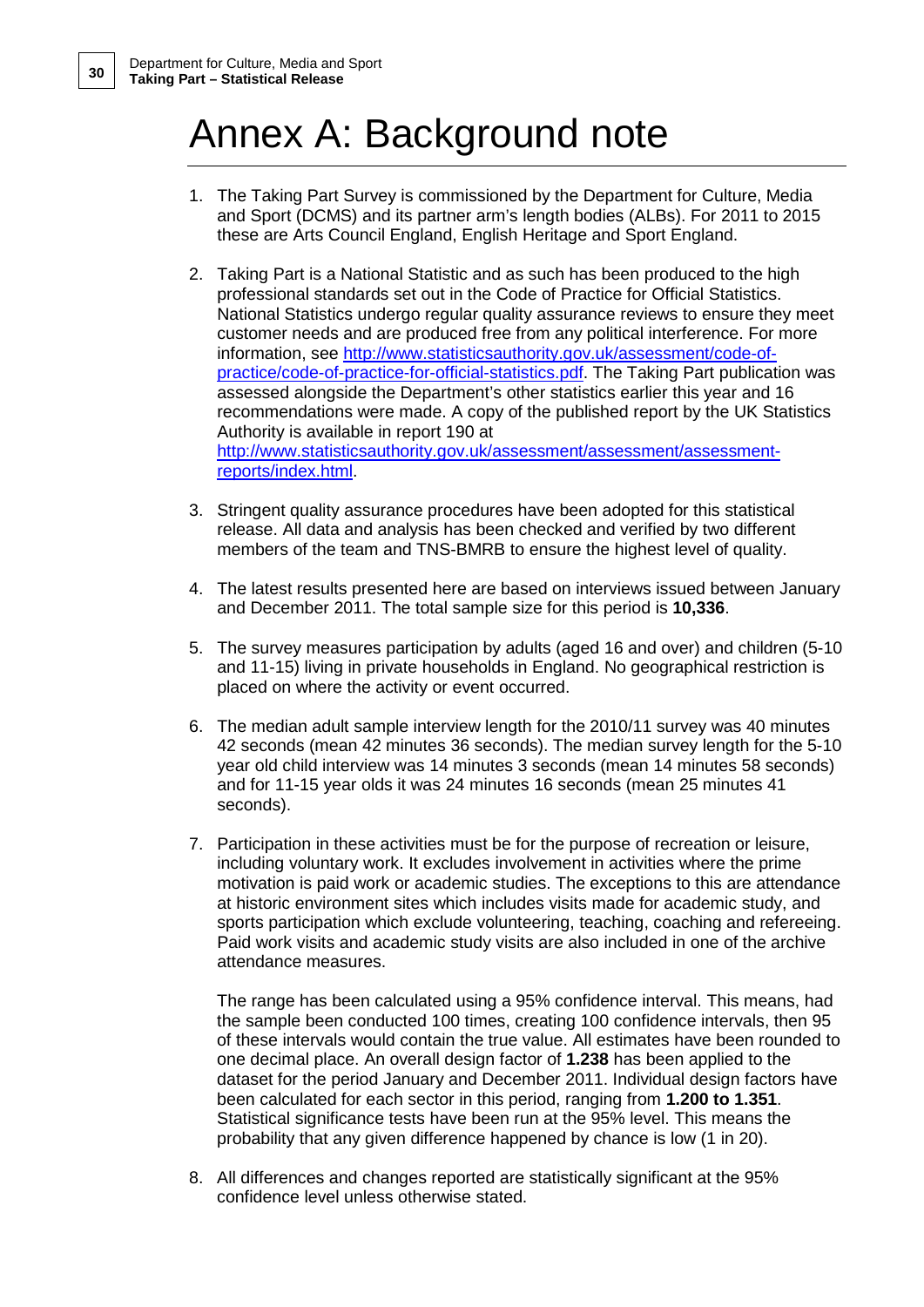# Annex A: Background note

1. The Taking Part Survey is commissioned by the Department for Culture, Media and Sport (DCMS) and its partner arm's length bodies (ALBs). For 2011 to 2015 these are Arts Council England, English Heritage and Sport England.

2. Taking Part is a National Statistic and as such has been produced to the high professional standards set out in the Code of Practice for Official Statistics. National Statistics undergo regular quality assurance reviews to ensure they meet customer needs and are produced free from any political interference. For more information, see [http://www.statisticsauthority.gov.uk/assessment/code-of-practice/code-of-practice-for-official-statistics.pdf](http://www.statisticsauthority.gov.uk/assessment/code-of-practice/code-of-practice-for-official-statistics.pdf). The Taking Part publication was assessed alongside the Department's other statistics earlier this year and 16 recommendations were made. A copy of the published report by the UK Statistics Authority is available in report 190 at [http://www.statisticsauthority.gov.uk/assessment/assessment/assessment-reports/index.html](http://www.statisticsauthority.gov.uk/assessment/assessment/assessment-reports/index.html).

3. Stringent quality assurance procedures have been adopted for this statistical release. All data and analysis has been checked and verified by two different members of the team and TNS-BMRB to ensure the highest level of quality.

4. The latest results presented here are based on interviews issued between January and December 2011. The total sample size for this period is **10,336**.

5. The survey measures participation by adults (aged 16 and over) and children (5-10 and 11-15) living in private households in England. No geographical restriction is placed on where the activity or event occurred.

6. The median adult sample interview length for the 2010/11 survey was 40 minutes 42 seconds (mean 42 minutes 36 seconds). The median survey length for the 5-10 year old child interview was 14 minutes 3 seconds (mean 14 minutes 58 seconds) and for 11-15 year olds it was 24 minutes 16 seconds (mean 25 minutes 41 seconds).

7. Participation in these activities must be for the purpose of recreation or leisure, including voluntary work. It excludes involvement in activities where the prime motivation is paid work or academic studies. The exceptions to this are attendance at historic environment sites which includes visits made for academic study, and sports participation which exclude volunteering, teaching, coaching and refereeing. Paid work visits and academic study visits are also included in one of the archive attendance measures.

   The range has been calculated using a 95% confidence interval. This means, had the sample been conducted 100 times, creating 100 confidence intervals, then 95 of these intervals would contain the true value. All estimates have been rounded to one decimal place. An overall design factor of **1.238** has been applied to the dataset for the period January and December 2011. Individual design factors have been calculated for each sector in this period, ranging from **1.200 to 1.351**. Statistical significance tests have been run at the 95% level. This means the probability that any given difference happened by chance is low (1 in 20).

8. All differences and changes reported are statistically significant at the 95% confidence level unless otherwise stated.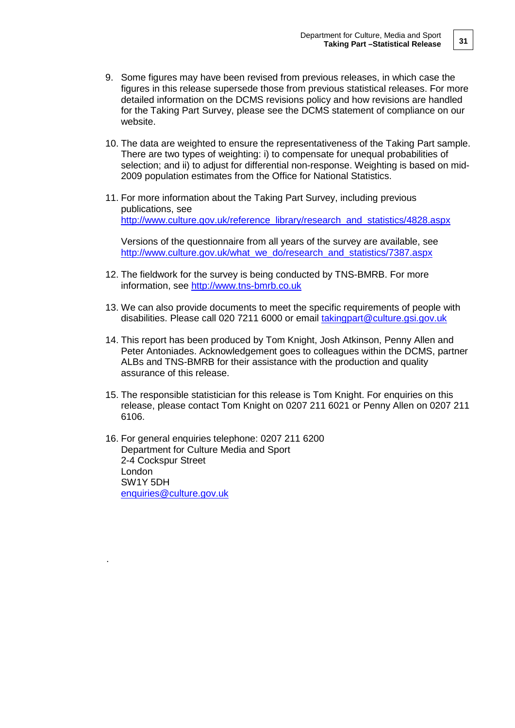9. Some figures may have been revised from previous releases, in which case the figures in this release supersede those from previous statistical releases. For more detailed information on the DCMS revisions policy and how revisions are handled for the Taking Part Survey, please see the DCMS statement of compliance on our website.

10. The data are weighted to ensure the representativeness of the Taking Part sample. There are two types of weighting: i) to compensate for unequal probabilities of selection; and ii) to adjust for differential non-response. Weighting is based on mid-2009 population estimates from the Office for National Statistics.

11. For more information about the Taking Part Survey, including previous publications, see http://www.culture.gov.uk/reference_library/research_and_statistics/4828.aspx

    Versions of the questionnaire from all years of the survey are available, see http://www.culture.gov.uk/what_we_do/research_and_statistics/7387.aspx

12. The fieldwork for the survey is being conducted by TNS-BMRB. For more information, see http://www.tns-bmrb.co.uk

13. We can also provide documents to meet the specific requirements of people with disabilities. Please call 020 7211 6000 or email takingpart@culture.gsi.gov.uk

14. This report has been produced by Tom Knight, Josh Atkinson, Penny Allen and Peter Antoniades. Acknowledgement goes to colleagues within the DCMS, partner ALBs and TNS-BMRB for their assistance with the production and quality assurance of this release.

15. The responsible statistician for this release is Tom Knight. For enquiries on this release, please contact Tom Knight on 0207 211 6021 or Penny Allen on 0207 211 6106.

16. For general enquiries telephone: 0207 211 6200
    Department for Culture Media and Sport
    2-4 Cockspur Street
    London
    SW1Y 5DH
    enquiries@culture.gov.uk

.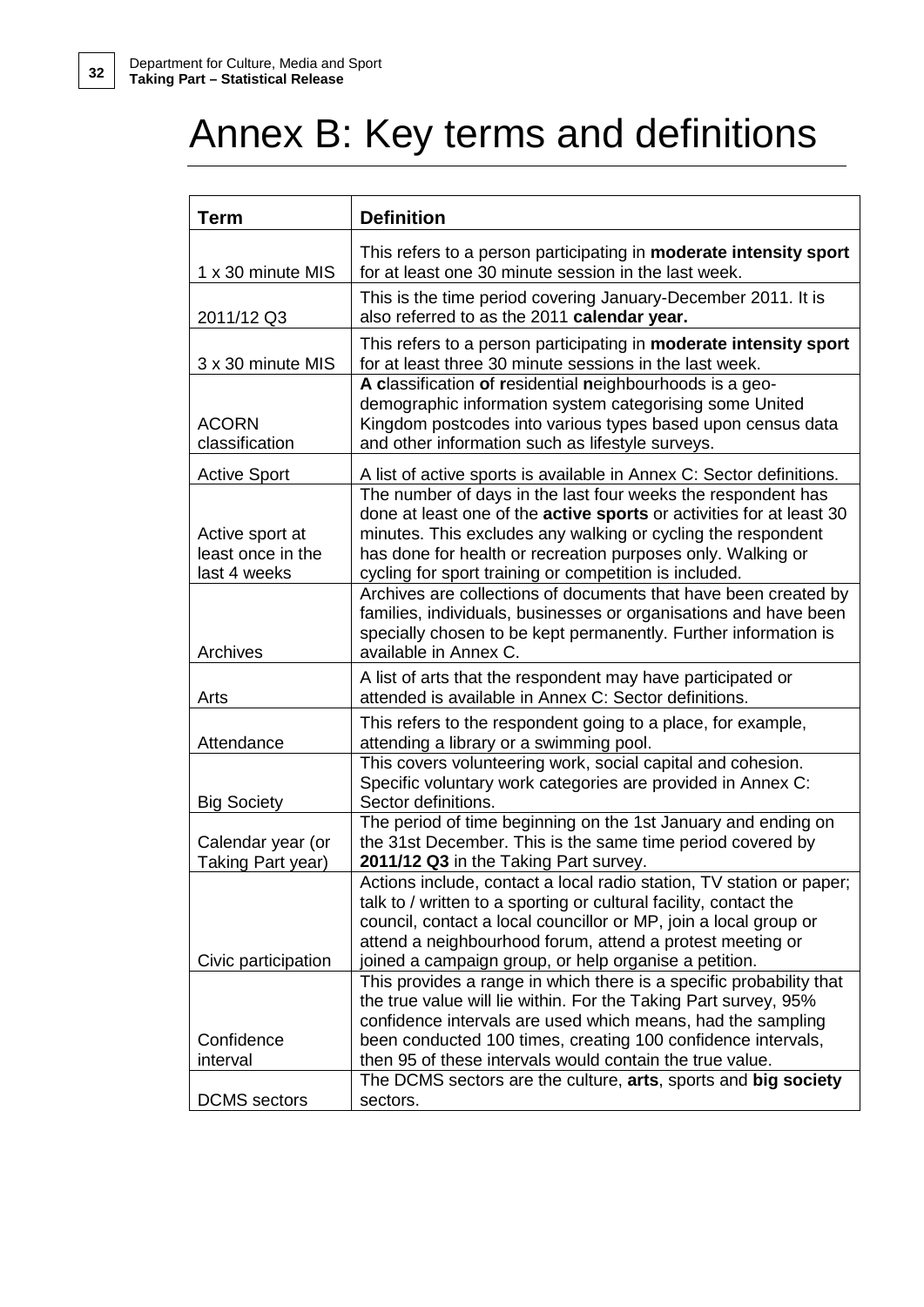# Annex B: Key terms and definitions

| Term | Definition |
|---|---|
| 1 x 30 minute MIS | This refers to a person participating in **moderate intensity sport** for at least one 30 minute session in the last week. |
| 2011/12 Q3 | This is the time period covering January-December 2011. It is also referred to as the 2011 **calendar year.** |
| 3 x 30 minute MIS | This refers to a person participating in **moderate intensity sport** for at least three 30 minute sessions in the last week. |
| ACORN classification | **A c**lassification **o**f **r**esidential **n**eighbourhoods is a geo-demographic information system categorising some United Kingdom postcodes into various types based upon census data and other information such as lifestyle surveys. |
| Active Sport | A list of active sports is available in Annex C: Sector definitions. |
| Active sport at least once in the last 4 weeks | The number of days in the last four weeks the respondent has done at least one of the **active sports** or activities for at least 30 minutes. This excludes any walking or cycling the respondent has done for health or recreation purposes only. Walking or cycling for sport training or competition is included. |
| Archives | Archives are collections of documents that have been created by families, individuals, businesses or organisations and have been specially chosen to be kept permanently. Further information is available in Annex C. |
| Arts | A list of arts that the respondent may have participated or attended is available in Annex C: Sector definitions. |
| Attendance | This refers to the respondent going to a place, for example, attending a library or a swimming pool. |
| Big Society | This covers volunteering work, social capital and cohesion. Specific voluntary work categories are provided in Annex C: Sector definitions. |
| Calendar year (or Taking Part year) | The period of time beginning on the 1st January and ending on the 31st December. This is the same time period covered by **2011/12 Q3** in the Taking Part survey. |
| Civic participation | Actions include, contact a local radio station, TV station or paper; talk to / written to a sporting or cultural facility, contact the council, contact a local councillor or MP, join a local group or attend a neighbourhood forum, attend a protest meeting or joined a campaign group, or help organise a petition. |
| Confidence interval | This provides a range in which there is a specific probability that the true value will lie within. For the Taking Part survey, 95% confidence intervals are used which means, had the sampling been conducted 100 times, creating 100 confidence intervals, then 95 of these intervals would contain the true value. |
| DCMS sectors | The DCMS sectors are the culture, **arts**, sports and **big society** sectors. |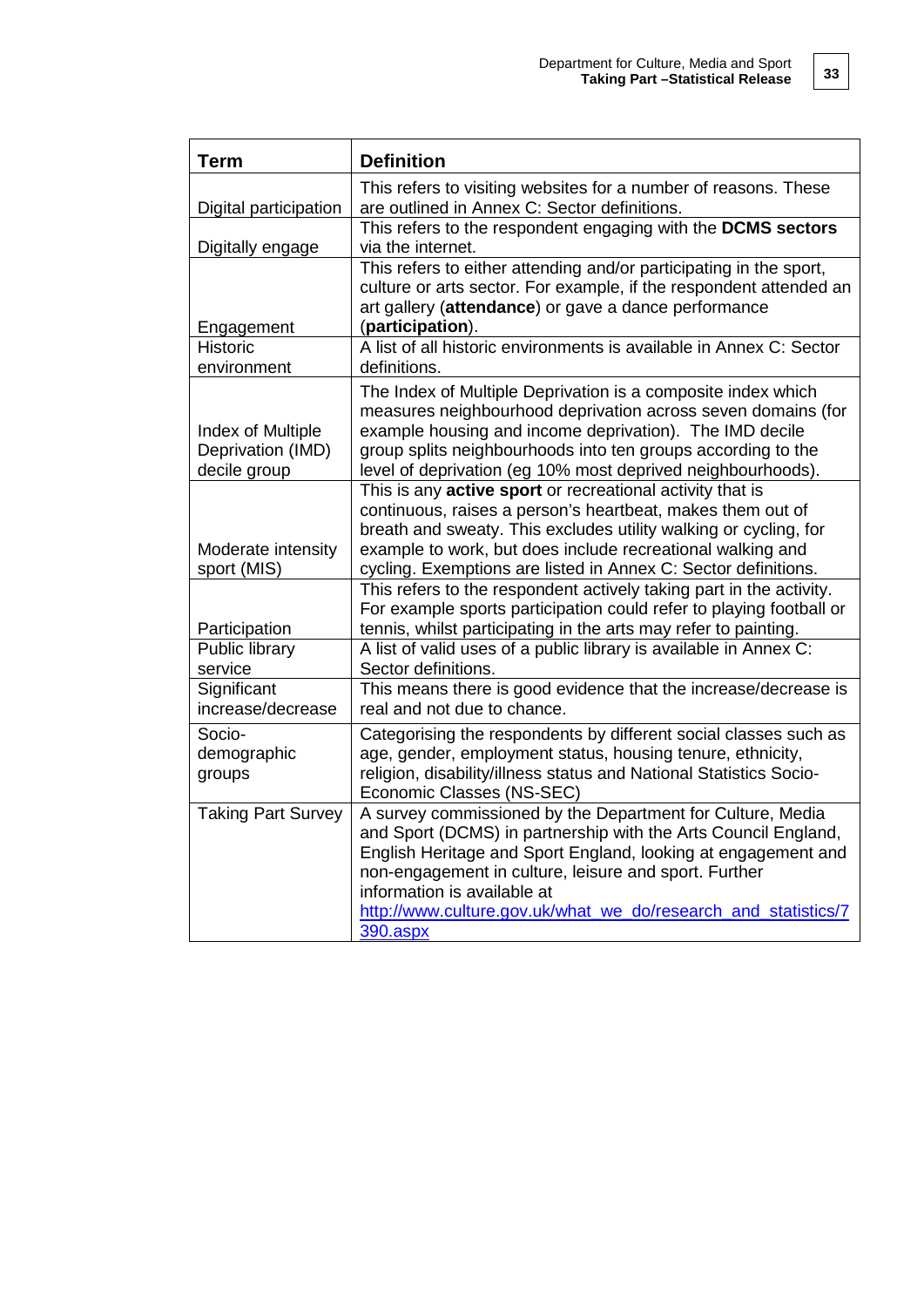| Term | Definition |
|---|---|
| Digital participation | This refers to visiting websites for a number of reasons. These are outlined in Annex C: Sector definitions. |
| Digitally engage | This refers to the respondent engaging with the **DCMS sectors** via the internet. |
| Engagement | This refers to either attending and/or participating in the sport, culture or arts sector. For example, if the respondent attended an art gallery (**attendance**) or gave a dance performance (**participation**). |
| Historic environment | A list of all historic environments is available in Annex C: Sector definitions. |
| Index of Multiple Deprivation (IMD) decile group | The Index of Multiple Deprivation is a composite index which measures neighbourhood deprivation across seven domains (for example housing and income deprivation). The IMD decile group splits neighbourhoods into ten groups according to the level of deprivation (eg 10% most deprived neighbourhoods). |
| Moderate intensity sport (MIS) | This is any **active sport** or recreational activity that is continuous, raises a person's heartbeat, makes them out of breath and sweaty. This excludes utility walking or cycling, for example to work, but does include recreational walking and cycling. Exemptions are listed in Annex C: Sector definitions. |
| Participation | This refers to the respondent actively taking part in the activity. For example sports participation could refer to playing football or tennis, whilst participating in the arts may refer to painting. |
| Public library service | A list of valid uses of a public library is available in Annex C: Sector definitions. |
| Significant increase/decrease | This means there is good evidence that the increase/decrease is real and not due to chance. |
| Socio-demographic groups | Categorising the respondents by different social classes such as age, gender, employment status, housing tenure, ethnicity, religion, disability/illness status and National Statistics Socio-Economic Classes (NS-SEC) |
| Taking Part Survey | A survey commissioned by the Department for Culture, Media and Sport (DCMS) in partnership with the Arts Council England, English Heritage and Sport England, looking at engagement and non-engagement in culture, leisure and sport. Further information is available at http://www.culture.gov.uk/what_we_do/research_and_statistics/7390.aspx |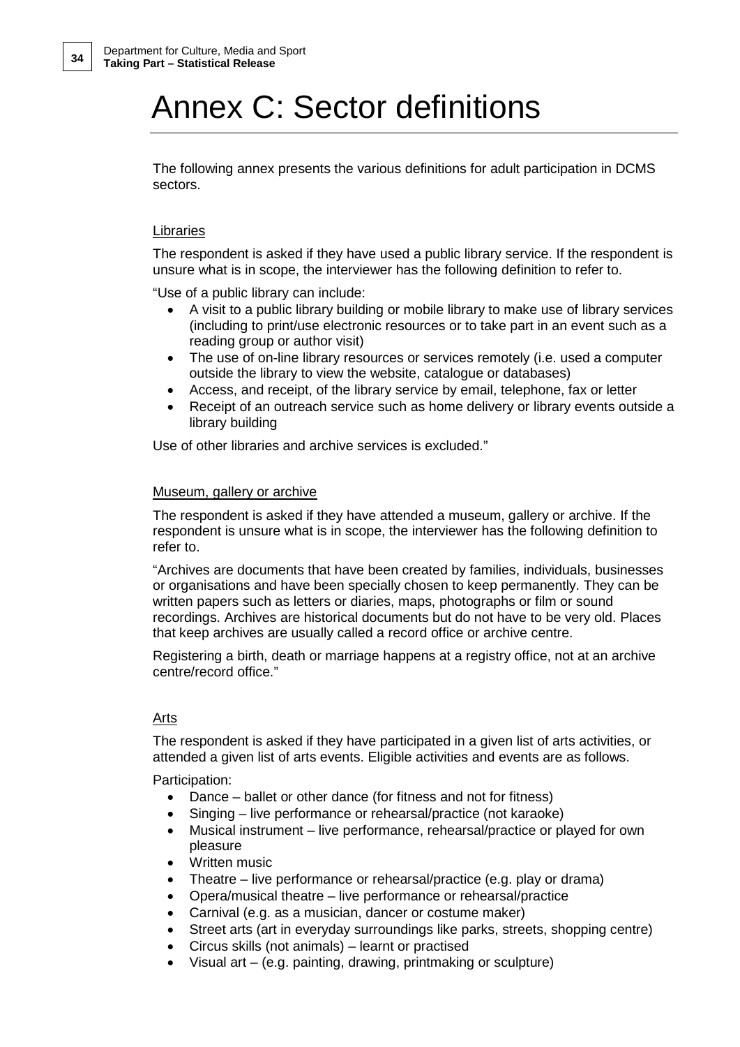# Annex C: Sector definitions

The following annex presents the various definitions for adult participation in DCMS sectors.

<u>Libraries</u>

The respondent is asked if they have used a public library service. If the respondent is unsure what is in scope, the interviewer has the following definition to refer to.

"Use of a public library can include:

- A visit to a public library building or mobile library to make use of library services (including to print/use electronic resources or to take part in an event such as a reading group or author visit)
- The use of on-line library resources or services remotely (i.e. used a computer outside the library to view the website, catalogue or databases)
- Access, and receipt, of the library service by email, telephone, fax or letter
- Receipt of an outreach service such as home delivery or library events outside a library building

Use of other libraries and archive services is excluded."

<u>Museum, gallery or archive</u>

The respondent is asked if they have attended a museum, gallery or archive. If the respondent is unsure what is in scope, the interviewer has the following definition to refer to.

"Archives are documents that have been created by families, individuals, businesses or organisations and have been specially chosen to keep permanently. They can be written papers such as letters or diaries, maps, photographs or film or sound recordings. Archives are historical documents but do not have to be very old. Places that keep archives are usually called a record office or archive centre.

Registering a birth, death or marriage happens at a registry office, not at an archive centre/record office."

<u>Arts</u>

The respondent is asked if they have participated in a given list of arts activities, or attended a given list of arts events. Eligible activities and events are as follows.

Participation:

- Dance – ballet or other dance (for fitness and not for fitness)
- Singing – live performance or rehearsal/practice (not karaoke)
- Musical instrument – live performance, rehearsal/practice or played for own pleasure
- Written music
- Theatre – live performance or rehearsal/practice (e.g. play or drama)
- Opera/musical theatre – live performance or rehearsal/practice
- Carnival (e.g. as a musician, dancer or costume maker)
- Street arts (art in everyday surroundings like parks, streets, shopping centre)
- Circus skills (not animals) – learnt or practised
- Visual art – (e.g. painting, drawing, printmaking or sculpture)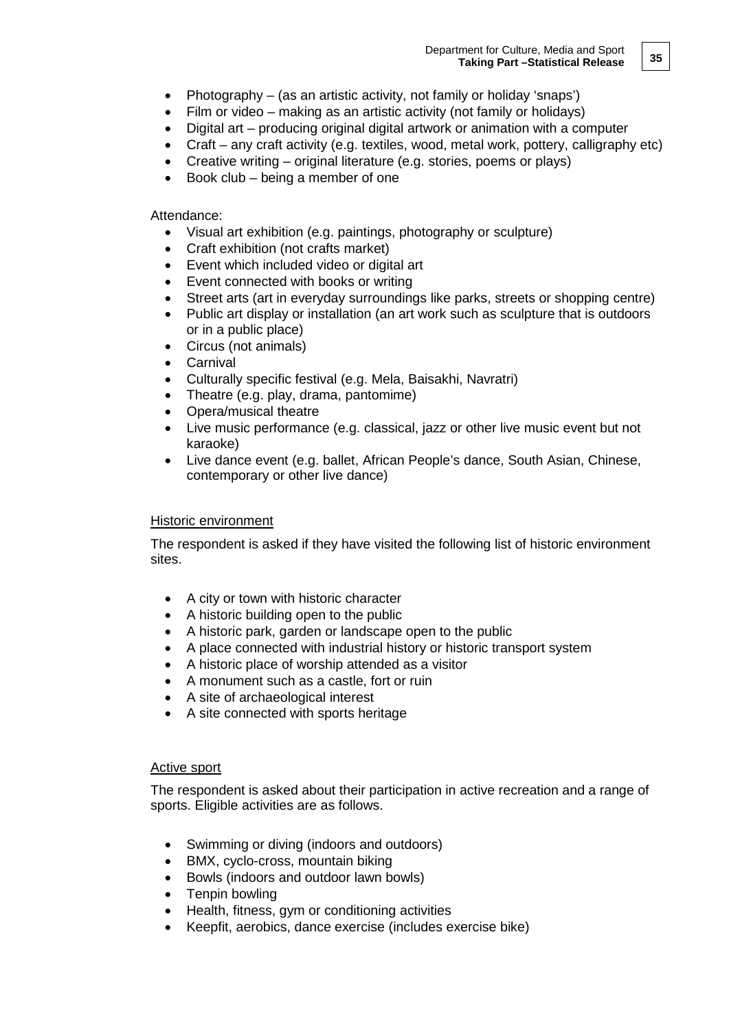- Photography – (as an artistic activity, not family or holiday 'snaps')
- Film or video – making as an artistic activity (not family or holidays)
- Digital art – producing original digital artwork or animation with a computer
- Craft – any craft activity (e.g. textiles, wood, metal work, pottery, calligraphy etc)
- Creative writing – original literature (e.g. stories, poems or plays)
- Book club – being a member of one

Attendance:

- Visual art exhibition (e.g. paintings, photography or sculpture)
- Craft exhibition (not crafts market)
- Event which included video or digital art
- Event connected with books or writing
- Street arts (art in everyday surroundings like parks, streets or shopping centre)
- Public art display or installation (an art work such as sculpture that is outdoors or in a public place)
- Circus (not animals)
- Carnival
- Culturally specific festival (e.g. Mela, Baisakhi, Navratri)
- Theatre (e.g. play, drama, pantomime)
- Opera/musical theatre
- Live music performance (e.g. classical, jazz or other live music event but not karaoke)
- Live dance event (e.g. ballet, African People's dance, South Asian, Chinese, contemporary or other live dance)

<u>Historic environment</u>

The respondent is asked if they have visited the following list of historic environment sites.

- A city or town with historic character
- A historic building open to the public
- A historic park, garden or landscape open to the public
- A place connected with industrial history or historic transport system
- A historic place of worship attended as a visitor
- A monument such as a castle, fort or ruin
- A site of archaeological interest
- A site connected with sports heritage

<u>Active sport</u>

The respondent is asked about their participation in active recreation and a range of sports. Eligible activities are as follows.

- Swimming or diving (indoors and outdoors)
- BMX, cyclo-cross, mountain biking
- Bowls (indoors and outdoor lawn bowls)
- Tenpin bowling
- Health, fitness, gym or conditioning activities
- Keepfit, aerobics, dance exercise (includes exercise bike)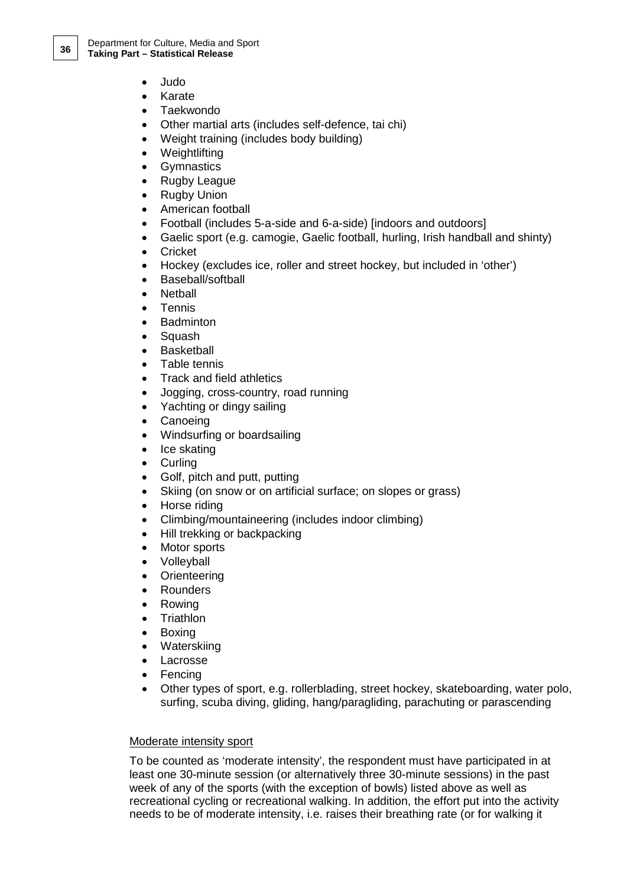- Judo
- Karate
- Taekwondo
- Other martial arts (includes self-defence, tai chi)
- Weight training (includes body building)
- Weightlifting
- Gymnastics
- Rugby League
- Rugby Union
- American football
- Football (includes 5-a-side and 6-a-side) [indoors and outdoors]
- Gaelic sport (e.g. camogie, Gaelic football, hurling, Irish handball and shinty)
- Cricket
- Hockey (excludes ice, roller and street hockey, but included in 'other')
- Baseball/softball
- Netball
- Tennis
- Badminton
- Squash
- Basketball
- Table tennis
- Track and field athletics
- Jogging, cross-country, road running
- Yachting or dingy sailing
- Canoeing
- Windsurfing or boardsailing
- Ice skating
- Curling
- Golf, pitch and putt, putting
- Skiing (on snow or on artificial surface; on slopes or grass)
- Horse riding
- Climbing/mountaineering (includes indoor climbing)
- Hill trekking or backpacking
- Motor sports
- Volleyball
- Orienteering
- Rounders
- Rowing
- Triathlon
- Boxing
- Waterskiing
- Lacrosse
- Fencing
- Other types of sport, e.g. rollerblading, street hockey, skateboarding, water polo, surfing, scuba diving, gliding, hang/paragliding, parachuting or parascending

Moderate intensity sport

To be counted as 'moderate intensity', the respondent must have participated in at least one 30-minute session (or alternatively three 30-minute sessions) in the past week of any of the sports (with the exception of bowls) listed above as well as recreational cycling or recreational walking. In addition, the effort put into the activity needs to be of moderate intensity, i.e. raises their breathing rate (or for walking it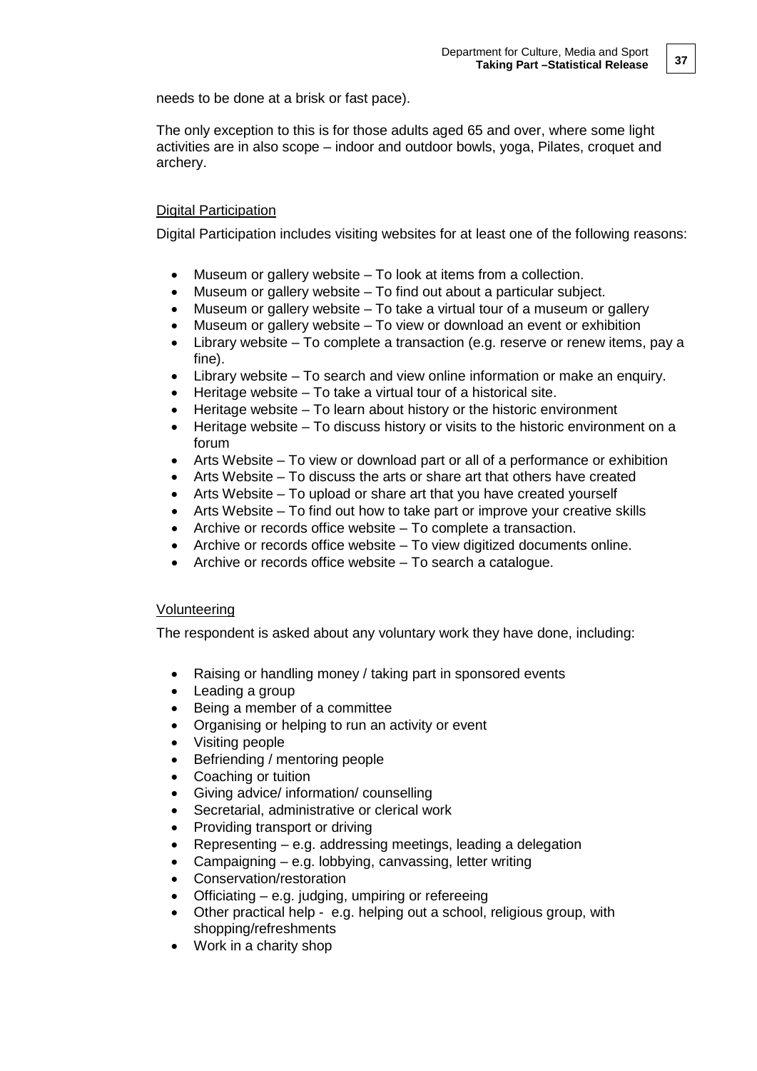needs to be done at a brisk or fast pace).

The only exception to this is for those adults aged 65 and over, where some light activities are in also scope – indoor and outdoor bowls, yoga, Pilates, croquet and archery.

<u>Digital Participation</u>

Digital Participation includes visiting websites for at least one of the following reasons:

- Museum or gallery website – To look at items from a collection.
- Museum or gallery website – To find out about a particular subject.
- Museum or gallery website – To take a virtual tour of a museum or gallery
- Museum or gallery website – To view or download an event or exhibition
- Library website – To complete a transaction (e.g. reserve or renew items, pay a fine).
- Library website – To search and view online information or make an enquiry.
- Heritage website – To take a virtual tour of a historical site.
- Heritage website – To learn about history or the historic environment
- Heritage website – To discuss history or visits to the historic environment on a forum
- Arts Website – To view or download part or all of a performance or exhibition
- Arts Website – To discuss the arts or share art that others have created
- Arts Website – To upload or share art that you have created yourself
- Arts Website – To find out how to take part or improve your creative skills
- Archive or records office website – To complete a transaction.
- Archive or records office website – To view digitized documents online.
- Archive or records office website – To search a catalogue.

<u>Volunteering</u>

The respondent is asked about any voluntary work they have done, including:

- Raising or handling money / taking part in sponsored events
- Leading a group
- Being a member of a committee
- Organising or helping to run an activity or event
- Visiting people
- Befriending / mentoring people
- Coaching or tuition
- Giving advice/ information/ counselling
- Secretarial, administrative or clerical work
- Providing transport or driving
- Representing – e.g. addressing meetings, leading a delegation
- Campaigning – e.g. lobbying, canvassing, letter writing
- Conservation/restoration
- Officiating – e.g. judging, umpiring or refereeing
- Other practical help - e.g. helping out a school, religious group, with shopping/refreshments
- Work in a charity shop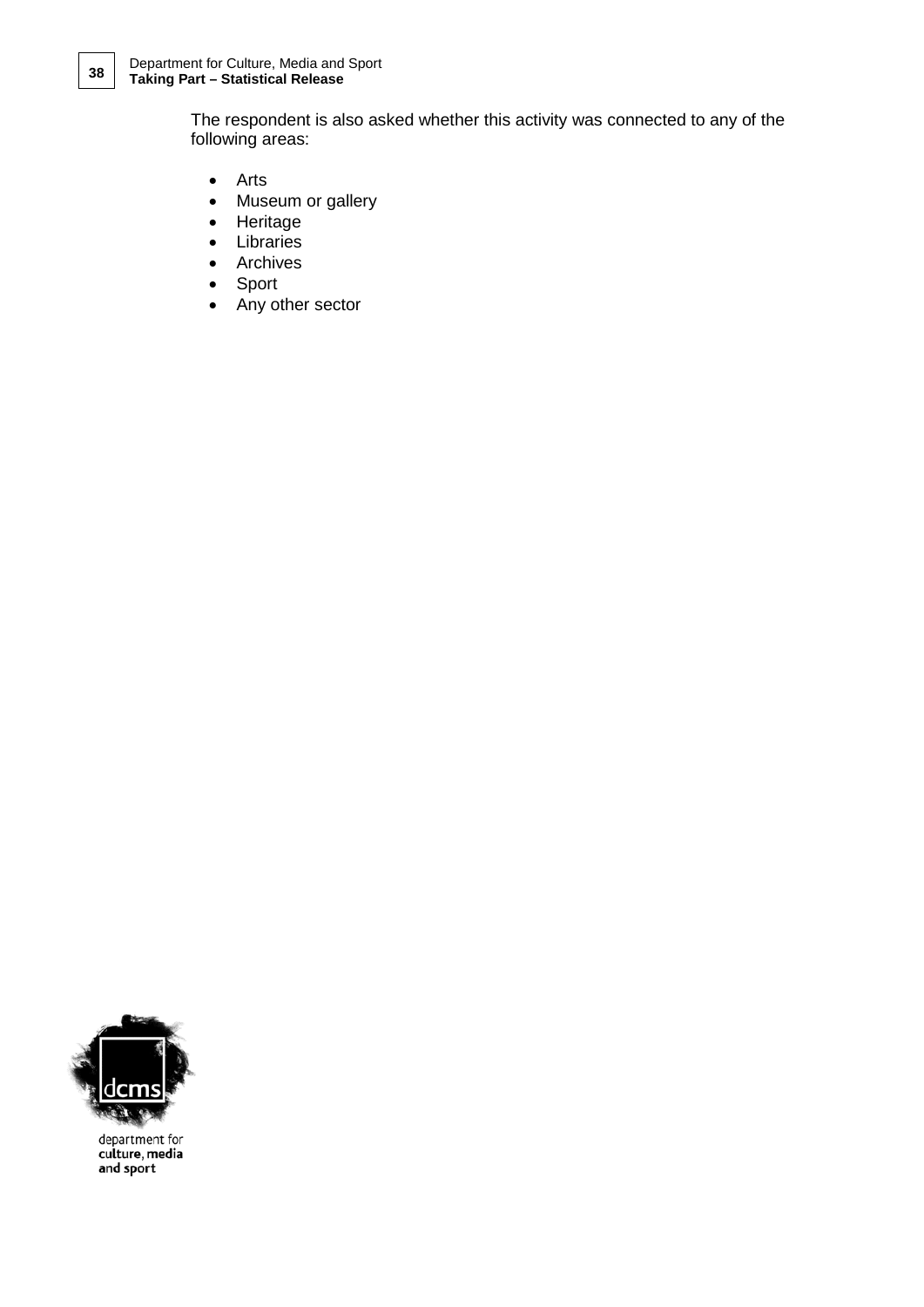The respondent is also asked whether this activity was connected to any of the following areas:

- Arts
- Museum or gallery
- Heritage
- Libraries
- Archives
- Sport
- Any other sector